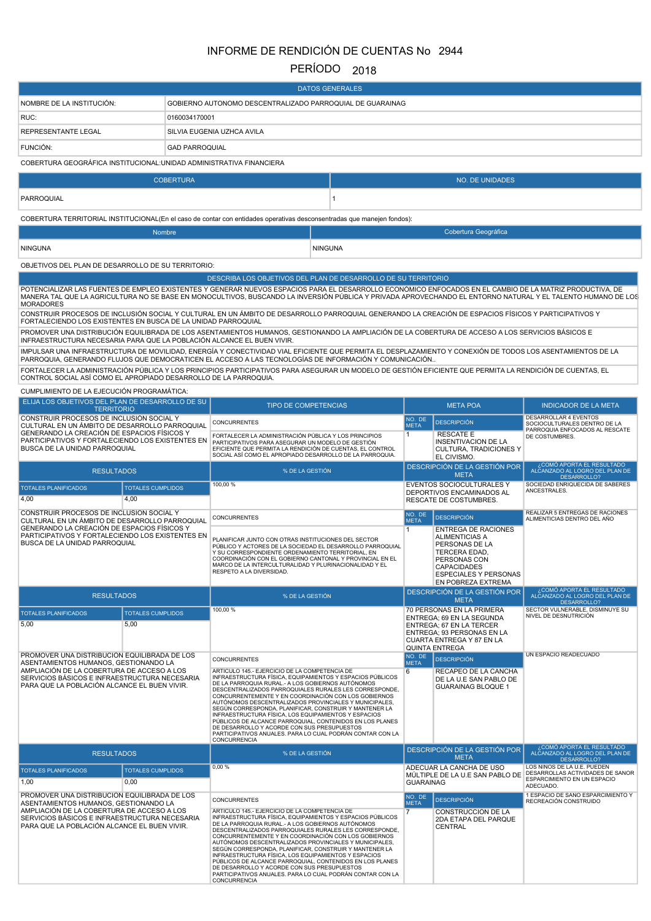# INFORME DE RENDICIÓN DE CUENTAS No 2944

## PERÍODO 2018

| DATOS GENERALES | |
|---|---|
| NOMBRE DE LA INSTITUCIÓN: | GOBIERNO AUTONOMO DESCENTRALIZADO PARROQUIAL DE GUARAINAG |
| RUC: | 0160034170001 |
| REPRESENTANTE LEGAL | SILVIA EUGENIA UZHCA AVILA |
| FUNCIÓN: | GAD PARROQUIAL |

COBERTURA GEOGRÁFICA INSTITUCIONAL:UNIDAD ADMINISTRATIVA FINANCIERA

| COBERTURA | NO. DE UNIDADES |
|---|---|
| PARROQUIAL | 1 |

COBERTURA TERRITORIAL INSTITUCIONAL(En el caso de contar con entidades operativas desconcentradas que manejen fondos):

| Nombre | Cobertura Geográfica |
|---|---|
| NINGUNA | NINGUNA |

OBJETIVOS DEL PLAN DE DESARROLLO DE SU TERRITORIO:

| DESCRIBA LOS OBJETIVOS DEL PLAN DE DESARROLLO DE SU TERRITORIO |
|---|
| POTENCIALIZAR LAS FUENTES DE EMPLEO EXISTENTES Y GENERAR NUEVOS ESPACIOS PARA EL DESARROLLO ECONÓMICO ENFOCADOS EN EL CAMBIO DE LA MATRIZ PRODUCTIVA, DE MANERA TAL QUE LA AGRICULTURA NO SE BASE EN MONOCULTIVOS, BUSCANDO LA INVERSIÓN PÚBLICA Y PRIVADA APROVECHANDO EL ENTORNO NATURAL Y EL TALENTO HUMANO DE LOS MORADORES |
| CONSTRUIR PROCESOS DE INCLUSIÓN SOCIAL Y CULTURAL EN UN ÁMBITO DE DESARROLLO PARROQUIAL GENERANDO LA CREACIÓN DE ESPACIOS FÍSICOS Y PARTICIPATIVOS Y FORTALECIENDO LOS EXISTENTES EN BUSCA DE LA UNIDAD PARROQUIAL |
| PROMOVER UNA DISTRIBUCIÓN EQUILIBRADA DE LOS ASENTAMIENTOS HUMANOS, GESTIONANDO LA AMPLIACIÓN DE LA COBERTURA DE ACCESO A LOS SERVICIOS BÁSICOS E INFRAESTRUCTURA NECESARIA PARA QUE LA POBLACIÓN ALCANCE EL BUEN VIVIR. |
| IMPULSAR UNA INFRAESTRUCTURA DE MOVILIDAD, ENERGÍA Y CONECTIVIDAD VIAL EFICIENTE QUE PERMITA EL DESPLAZAMIENTO Y CONEXIÓN DE TODOS LOS ASENTAMIENTOS DE LA PARROQUIA, GENERANDO FLUJOS QUE DEMOCRATICEN EL ACCESO A LAS TECNOLOGÍAS DE INFORMACIÓN Y COMUNICACIÓN.. |
| FORTALECER LA ADMINISTRACIÓN PÚBLICA Y LOS PRINCIPIOS PARTICIPATIVOS PARA ASEGURAR UN MODELO DE GESTIÓN EFICIENTE QUE PERMITA LA RENDICIÓN DE CUENTAS, EL CONTROL SOCIAL ASÍ COMO EL APROPIADO DESARROLLO DE LA PARROQUIA. |

CUMPLIMIENTO DE LA EJECUCIÓN PROGRAMÁTICA:

| ELIJA LOS OBJETIVOS DEL PLAN DE DESARROLLO DE SU TERRITORIO | | TIPO DE COMPETENCIAS | META POA | | INDICADOR DE LA META |
|---|---|---|---|---|---|
| CONSTRUIR PROCESOS DE INCLUSIÓN SOCIAL Y CULTURAL EN UN ÁMBITO DE DESARROLLO PARROQUIAL GENERANDO LA CREACIÓN DE ESPACIOS FÍSICOS Y PARTICIPATIVOS Y FORTALECIENDO LOS EXISTENTES EN BUSCA DE LA UNIDAD PARROQUIAL | | CONCURRENTES | NO. DE META | DESCRIPCIÓN | DESARROLLAR 4 EVENTOS SOCIOCULTURALES DENTRO DE LA PARROQUIA ENFOCADOS AL RESCATE DE COSTUMBRES. |
| | | FORTALECER LA ADMINISTRACIÓN PÚBLICA Y LOS PRINCIPIOS PARTICIPATIVOS PARA ASEGURAR UN MODELO DE GESTIÓN EFICIENTE QUE PERMITA LA RENDICIÓN DE CUENTAS, EL CONTROL SOCIAL ASÍ COMO EL APROPIADO DESARROLLO DE LA PARROQUIA. | 1 | RESCATE E INSENTIVACION DE LA CULTURA, TRADICIONES Y EL CIVISMO. | |
| RESULTADOS | | % DE LA GESTIÓN | DESCRIPCIÓN DE LA GESTIÓN POR META | | ¿CÓMO APORTA EL RESULTADO ALCANZADO AL LOGRO DEL PLAN DE DESARROLLO? |
| TOTALES PLANIFICADOS | TOTALES CUMPLIDOS | 100,00 % | EVENTOS SOCIOCULTURALES Y DEPORTIVOS ENCAMINADOS AL RESCATE DE COSTUMBRES. | | SOCIEDAD ENRIQUECIDA DE SABERES ANCESTRALES. |
| 4,00 | 4,00 | | | | |
| CONSTRUIR PROCESOS DE INCLUSIÓN SOCIAL Y CULTURAL EN UN ÁMBITO DE DESARROLLO PARROQUIAL GENERANDO LA CREACIÓN DE ESPACIOS FÍSICOS Y PARTICIPATIVOS Y FORTALECIENDO LOS EXISTENTES EN BUSCA DE LA UNIDAD PARROQUIAL | | CONCURRENTES | NO. DE META | DESCRIPCIÓN | REALIZAR 5 ENTREGAS DE RACIONES ALIMENTICIAS DENTRO DEL AÑO |
| | | PLANIFICAR JUNTO CON OTRAS INSTITUCIONES DEL SECTOR PÚBLICO Y ACTORES DE LA SOCIEDAD EL DESARROLLO PARROQUIAL Y SU CORRESPONDIENTE ORDENAMIENTO TERRITORIAL, EN COORDINACIÓN CON EL GOBIERNO CANTONAL Y PROVINCIAL EN EL MARCO DE LA INTERCULTURALIDAD Y PLURINACIONALIDAD Y EL RESPETO A LA DIVERSIDAD. | 1 | ENTREGA DE RACIONES ALIMENTICIAS A PERSONAS DE LA TERCERA EDAD, PERSONAS CON CAPACIDADES ESPECIALES Y PERSONAS EN POBREZA EXTREMA | |
| RESULTADOS | | % DE LA GESTIÓN | DESCRIPCIÓN DE LA GESTIÓN POR META | | ¿CÓMO APORTA EL RESULTADO ALCANZADO AL LOGRO DEL PLAN DE DESARROLLO? |
| TOTALES PLANIFICADOS | TOTALES CUMPLIDOS | 100,00 % | 70 PERSONAS EN LA PRIMERA ENTREGA; 69 EN LA SEGUNDA ENTREGA; 67 EN LA TERCER ENTREGA; 93 PERSONAS EN LA CUARTA ENTREGA Y 87 EN LA QUINTA ENTREGA | | SECTOR VULNERABLE, DISMINUYE SU NIVEL DE DESNUTRICIÓN |
| 5,00 | 5,00 | | | | |
| PROMOVER UNA DISTRIBUCIÓN EQUILIBRADA DE LOS ASENTAMIENTOS HUMANOS, GESTIONANDO LA AMPLIACIÓN DE LA COBERTURA DE ACCESO A LOS SERVICIOS BÁSICOS E INFRAESTRUCTURA NECESARIA PARA QUE LA POBLACIÓN ALCANCE EL BUEN VIVIR. | | CONCURRENTES | NO. DE META | DESCRIPCIÓN | UN ESPACIO READECUADO |
| | | ARTICULO 145.- EJERCICIO DE LA COMPETENCIA DE INFRAESTRUCTURA FÍSICA, EQUIPAMIENTOS Y ESPACIOS PÚBLICOS DE LA PARROQUIA RURAL.- A LOS GOBIERNOS AUTÓNOMOS DESCENTRALIZADOS PARROQUIALES RURALES LES CORRESPONDE, CONCURRENTEMENTE Y EN COORDINACIÓN CON LOS GOBIERNOS AUTÓNOMOS DESCENTRALIZADOS PROVINCIALES Y MUNICIPALES, SEGÚN CORRESPONDA, PLANIFICAR, CONSTRUIR Y MANTENER LA INFRAESTRUCTURA FÍSICA, LOS EQUIPAMIENTOS Y ESPACIOS PÚBLICOS DE ALCANCE PARROQUIAL, CONTENIDOS EN LOS PLANES DE DESARROLLO Y ACORDE CON SUS PRESUPUESTOS PARTICIPATIVOS ANUALES. PARA LO CUAL PODRÁN CONTAR CON LA CONCURRENCIA | 6 | RECAPEO DE LA CANCHA DE LA U.E SAN PABLO DE GUARAINAG BLOQUE 1 | |
| RESULTADOS | | % DE LA GESTIÓN | DESCRIPCIÓN DE LA GESTIÓN POR META | | ¿CÓMO APORTA EL RESULTADO ALCANZADO AL LOGRO DEL PLAN DE DESARROLLO? |
| TOTALES PLANIFICADOS | TOTALES CUMPLIDOS | 0,00 % | ADECUAR LA CANCHA DE USO MÚLTIPLE DE LA U.E SAN PABLO DE GUARAINAG | | LOS NINOS DE LA U.E. PUEDEN DESARROLLAS ACTIVIDADES DE SANOR ESPARCIMIENTO EN UN ESPACIO ADECUADO. |
| 1,00 | 0,00 | | | | |
| PROMOVER UNA DISTRIBUCIÓN EQUILIBRADA DE LOS ASENTAMIENTOS HUMANOS, GESTIONANDO LA AMPLIACIÓN DE LA COBERTURA DE ACCESO A LOS SERVICIOS BÁSICOS E INFRAESTRUCTURA NECESARIA PARA QUE LA POBLACIÓN ALCANCE EL BUEN VIVIR. | | CONCURRENTES | NO. DE META | DESCRIPCIÓN | 1 ESPACIO DE SANO ESPARCIMIENTO Y RECREACIÓN CONSTRUIDO |
| | | ARTICULO 145.- EJERCICIO DE LA COMPETENCIA DE INFRAESTRUCTURA FÍSICA, EQUIPAMIENTOS Y ESPACIOS PÚBLICOS DE LA PARROQUIA RURAL.- A LOS GOBIERNOS AUTÓNOMOS DESCENTRALIZADOS PARROQUIALES RURALES LES CORRESPONDE, CONCURRENTEMENTE Y EN COORDINACIÓN CON LOS GOBIERNOS AUTÓNOMOS DESCENTRALIZADOS PROVINCIALES Y MUNICIPALES, SEGÚN CORRESPONDA, PLANIFICAR, CONSTRUIR Y MANTENER LA INFRAESTRUCTURA FÍSICA, LOS EQUIPAMIENTOS Y ESPACIOS PÚBLICOS DE ALCANCE PARROQUIAL, CONTENIDOS EN LOS PLANES DE DESARROLLO Y ACORDE CON SUS PRESUPUESTOS PARTICIPATIVOS ANUALES. PARA LO CUAL PODRÁN CONTAR CON LA CONCURRENCIA | 7 | CONSTRUCCION DE LA 2DA ETAPA DEL PARQUE CENTRAL | |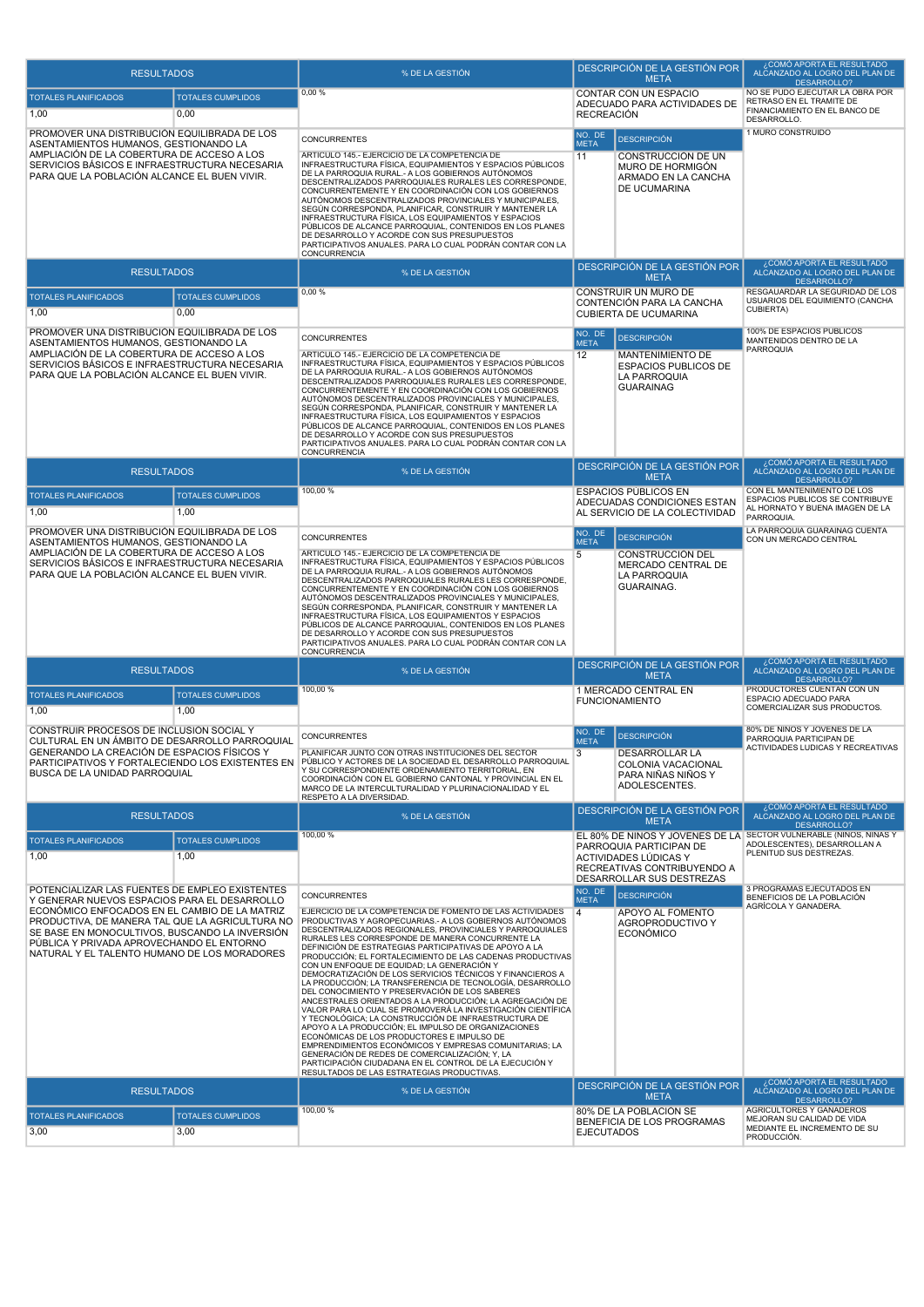| RESULTADOS | | % DE LA GESTIÓN | DESCRIPCIÓN DE LA GESTIÓN POR META | | ¿CÓMO APORTA EL RESULTADO ALCANZADO AL LOGRO DEL PLAN DE DESARROLLO? |
|---|---|---|---|---|---|
| TOTALES PLANIFICADOS | TOTALES CUMPLIDOS | 0,00 % | CONTAR CON UN ESPACIO ADECUADO PARA ACTIVIDADES DE RECREACIÓN | | NO SE PUDO EJECUTAR LA OBRA POR RETRASO EN EL TRAMITE DE FINANCIAMIENTO EN EL BANCO DE DESARROLLO. |
| 1,00 | 0,00 | | | | |
| PROMOVER UNA DISTRIBUCIÓN EQUILIBRADA DE LOS ASENTAMIENTOS HUMANOS, GESTIONANDO LA AMPLIACIÓN DE LA COBERTURA DE ACCESO A LOS SERVICIOS BÁSICOS E INFRAESTRUCTURA NECESARIA PARA QUE LA POBLACIÓN ALCANCE EL BUEN VIVIR. | | CONCURRENTES | NO. DE META | DESCRIPCIÓN | 1 MURO CONSTRUIDO |
| | | ARTICULO 145.- EJERCICIO DE LA COMPETENCIA DE INFRAESTRUCTURA FÍSICA, EQUIPAMIENTOS Y ESPACIOS PÚBLICOS DE LA PARROQUIA RURAL.- A LOS GOBIERNOS AUTÓNOMOS DESCENTRALIZADOS PARROQUIALES RURALES LES CORRESPONDE, CONCURRENTEMENTE Y EN COORDINACIÓN CON LOS GOBIERNOS AUTÓNOMOS DESCENTRALIZADOS PROVINCIALES Y MUNICIPALES, SEGÚN CORRESPONDA, PLANIFICAR, CONSTRUIR Y MANTENER LA INFRAESTRUCTURA FÍSICA, LOS EQUIPAMIENTOS Y ESPACIOS PÚBLICOS DE ALCANCE PARROQUIAL, CONTENIDOS EN LOS PLANES DE DESARROLLO Y ACORDE CON SUS PRESUPUESTOS PARTICIPATIVOS ANUALES. PARA LO CUAL PODRÁN CONTAR CON LA CONCURRENCIA | 11 | CONSTRUCCION DE UN MURO DE HORMIGÓN ARMADO EN LA CANCHA DE UCUMARINA | |

| RESULTADOS | | % DE LA GESTIÓN | DESCRIPCIÓN DE LA GESTIÓN POR META | | ¿CÓMO APORTA EL RESULTADO ALCANZADO AL LOGRO DEL PLAN DE DESARROLLO? |
|---|---|---|---|---|---|
| TOTALES PLANIFICADOS | TOTALES CUMPLIDOS | 0,00 % | CONSTRUIR UN MURO DE CONTENCIÓN PARA LA CANCHA CUBIERTA DE UCUMARINA | | RESGUARDAR LA SEGURIDAD DE LOS USUARIOS DEL EQUIMIENTO (CANCHA CUBIERTA) |
| 1,00 | 0,00 | | | | |
| PROMOVER UNA DISTRIBUCIÓN EQUILIBRADA DE LOS ASENTAMIENTOS HUMANOS, GESTIONANDO LA AMPLIACIÓN DE LA COBERTURA DE ACCESO A LOS SERVICIOS BÁSICOS E INFRAESTRUCTURA NECESARIA PARA QUE LA POBLACIÓN ALCANCE EL BUEN VIVIR. | | CONCURRENTES | NO. DE META | DESCRIPCIÓN | 100% DE ESPACIOS PUBLICOS MANTENIDOS DENTRO DE LA PARROQUIA |
| | | ARTICULO 145.- EJERCICIO DE LA COMPETENCIA DE INFRAESTRUCTURA FÍSICA, EQUIPAMIENTOS Y ESPACIOS PÚBLICOS DE LA PARROQUIA RURAL.- A LOS GOBIERNOS AUTÓNOMOS DESCENTRALIZADOS PARROQUIALES RURALES LES CORRESPONDE, CONCURRENTEMENTE Y EN COORDINACIÓN CON LOS GOBIERNOS AUTÓNOMOS DESCENTRALIZADOS PROVINCIALES Y MUNICIPALES, SEGÚN CORRESPONDA, PLANIFICAR, CONSTRUIR Y MANTENER LA INFRAESTRUCTURA FÍSICA, LOS EQUIPAMIENTOS Y ESPACIOS PÚBLICOS DE ALCANCE PARROQUIAL, CONTENIDOS EN LOS PLANES DE DESARROLLO Y ACORDE CON SUS PRESUPUESTOS PARTICIPATIVOS ANUALES. PARA LO CUAL PODRÁN CONTAR CON LA CONCURRENCIA | 12 | MANTENIMIENTO DE ESPACIOS PUBLICOS DE LA PARROQUIA GUARAINAG | |

| RESULTADOS | | % DE LA GESTIÓN | DESCRIPCIÓN DE LA GESTIÓN POR META | | ¿CÓMO APORTA EL RESULTADO ALCANZADO AL LOGRO DEL PLAN DE DESARROLLO? |
|---|---|---|---|---|---|
| TOTALES PLANIFICADOS | TOTALES CUMPLIDOS | 100,00 % | ESPACIOS PÚBLICOS EN ADECUADAS CONDICIONES ESTAN AL SERVICIO DE LA COLECTIVIDAD | | CON EL MANTENIMIENTO DE LOS ESPACIOS PUBLICOS SE CONTRIBUYE AL HORNATO Y BUENA IMAGEN DE LA PARROQUIA. |
| 1,00 | 1,00 | | | | |
| PROMOVER UNA DISTRIBUCIÓN EQUILIBRADA DE LOS ASENTAMIENTOS HUMANOS, GESTIONANDO LA AMPLIACIÓN DE LA COBERTURA DE ACCESO A LOS SERVICIOS BÁSICOS E INFRAESTRUCTURA NECESARIA PARA QUE LA POBLACIÓN ALCANCE EL BUEN VIVIR. | | CONCURRENTES | NO. DE META | DESCRIPCIÓN | LA PARROQUIA GUARAINAG CUENTA CON UN MERCADO CENTRAL |
| | | ARTICULO 145.- EJERCICIO DE LA COMPETENCIA DE INFRAESTRUCTURA FÍSICA, EQUIPAMIENTOS Y ESPACIOS PÚBLICOS DE LA PARROQUIA RURAL.- A LOS GOBIERNOS AUTÓNOMOS DESCENTRALIZADOS PARROQUIALES RURALES LES CORRESPONDE, CONCURRENTEMENTE Y EN COORDINACIÓN CON LOS GOBIERNOS AUTÓNOMOS DESCENTRALIZADOS PROVINCIALES Y MUNICIPALES, SEGÚN CORRESPONDA, PLANIFICAR, CONSTRUIR Y MANTENER LA INFRAESTRUCTURA FÍSICA, LOS EQUIPAMIENTOS Y ESPACIOS PÚBLICOS DE ALCANCE PARROQUIAL, CONTENIDOS EN LOS PLANES DE DESARROLLO Y ACORDE CON SUS PRESUPUESTOS PARTICIPATIVOS ANUALES. PARA LO CUAL PODRÁN CONTAR CON LA CONCURRENCIA | 5 | CONSTRUCCION DEL MERCADO CENTRAL DE LA PARROQUIA GUARAINAG. | |

| RESULTADOS | | % DE LA GESTIÓN | DESCRIPCIÓN DE LA GESTIÓN POR META | | ¿CÓMO APORTA EL RESULTADO ALCANZADO AL LOGRO DEL PLAN DE DESARROLLO? |
|---|---|---|---|---|---|
| TOTALES PLANIFICADOS | TOTALES CUMPLIDOS | 100,00 % | 1 MERCADO CENTRAL EN FUNCIONAMIENTO | | PRODUCTORES CUENTAN CON UN ESPACIO ADECUADO PARA COMERCIALIZAR SUS PRODUCTOS. |
| 1,00 | 1,00 | | | | |
| CONSTRUIR PROCESOS DE INCLUSION SOCIAL Y CULTURAL EN UN ÁMBITO DE DESARROLLO PARROQUIAL GENERANDO LA CREACIÓN DE ESPACIOS FÍSICOS Y PARTICIPATIVOS Y FORTALECIENDO LOS EXISTENTES EN BUSCA DE LA UNIDAD PARROQUIAL | | CONCURRENTES | NO. DE META | DESCRIPCIÓN | 80% DE NINOS Y JOVENES DE LA PARROQUIA PARTICIPAN DE ACTIVIDADES LUDICAS Y RECREATIVAS |
| | | PLANIFICAR JUNTO CON OTRAS INSTITUCIONES DEL SECTOR PÚBLICO Y ACTORES DE LA SOCIEDAD EL DESARROLLO PARROQUIAL Y SU CORRESPONDIENTE ORDENAMIENTO TERRITORIAL, EN COORDINACIÓN CON EL GOBIERNO CANTONAL Y PROVINCIAL EN EL MARCO DE LA INTERCULTURALIDAD Y PLURINACIONALIDAD Y EL RESPETO A LA DIVERSIDAD. | 3 | DESARROLLAR LA COLONIA VACACIONAL PARA NIÑAS NIÑOS Y ADOLESCENTES. | |

| RESULTADOS | | % DE LA GESTIÓN | DESCRIPCIÓN DE LA GESTIÓN POR META | | ¿CÓMO APORTA EL RESULTADO ALCANZADO AL LOGRO DEL PLAN DE DESARROLLO? |
|---|---|---|---|---|---|
| TOTALES PLANIFICADOS | TOTALES CUMPLIDOS | 100,00 % | EL 80% DE NINOS Y JOVENES DE LA PARROQUIA PARTICIPAN DE ACTIVIDADES LÚDICAS Y RECREATIVAS CONTRIBUYENDO A DESARROLLAR SUS DESTREZAS | | SECTOR VULNERABLE (NINOS, NINAS Y ADOLESCENTES), DESARROLLAN A PLENITUD SUS DESTREZAS. |
| 1,00 | 1,00 | | | | |
| POTENCIALIZAR LAS FUENTES DE EMPLEO EXISTENTES Y GENERAR NUEVOS ESPACIOS PARA EL DESARROLLO ECONÓMICO ENFOCADOS EN EL CAMBIO DE LA MATRIZ PRODUCTIVA, DE MANERA TAL QUE LA AGRICULTURA NO SE BASE EN MONOCULTIVOS, BUSCANDO LA INVERSIÓN PÚBLICA Y PRIVADA APROVECHANDO EL ENTORNO NATURAL Y EL TALENTO HUMANO DE LOS MORADORES | | CONCURRENTES | NO. DE META | DESCRIPCIÓN | 3 PROGRAMAS EJECUTADOS EN BENEFICIOS DE LA POBLACIÓN AGRÍCOLA Y GANADERA. |
| | | EJERCICIO DE LA COMPETENCIA DE FOMENTO DE LAS ACTIVIDADES PRODUCTIVAS Y AGROPECUARIAS.- A LOS GOBIERNOS AUTÓNOMOS DESCENTRALIZADOS REGIONALES, PROVINCIALES Y PARROQUIALES RURALES LES CORRESPONDE DE MANERA CONCURRENTE LA DEFINICIÓN DE ESTRATEGIAS PARTICIPATIVAS DE APOYO A LA PRODUCCIÓN; EL FORTALECIMIENTO DE LAS CADENAS PRODUCTIVAS CON UN ENFOQUE DE EQUIDAD; LA GENERACIÓN Y DEMOCRATIZACIÓN DE LOS SERVICIOS TÉCNICOS Y FINANCIEROS A LA PRODUCCIÓN; LA TRANSFERENCIA DE TECNOLOGÍA, DESARROLLO DEL CONOCIMIENTO Y PRESERVACIÓN DE LOS SABERES ANCESTRALES ORIENTADOS A LA PRODUCCIÓN; LA AGREGACIÓN DE VALOR PARA LO CUAL SE PROMOVERÁ LA INVESTIGACIÓN CIENTÍFICA Y TECNOLÓGICA; LA CONSTRUCCIÓN DE INFRAESTRUCTURA DE APOYO A LA PRODUCCIÓN; EL IMPULSO DE ORGANIZACIONES ECONÓMICAS DE LOS PRODUCTORES E IMPULSO DE EMPRENDIMIENTOS ECONÓMICOS Y EMPRESAS COMUNITARIAS; LA GENERACIÓN DE REDES DE COMERCIALIZACIÓN; Y, LA PARTICIPACIÓN CIUDADANA EN EL CONTROL DE LA EJECUCIÓN Y RESULTADOS DE LAS ESTRATEGIAS PRODUCTIVAS. | 4 | APOYO AL FOMENTO AGROPRODUCTIVO Y ECONÓMICO | |

| RESULTADOS | | % DE LA GESTIÓN | DESCRIPCIÓN DE LA GESTIÓN POR META | | ¿CÓMO APORTA EL RESULTADO ALCANZADO AL LOGRO DEL PLAN DE DESARROLLO? |
|---|---|---|---|---|---|
| TOTALES PLANIFICADOS | TOTALES CUMPLIDOS | 100,00 % | 80% DE LA POBLACION SE BENEFICIA DE LOS PROGRAMAS EJECUTADOS | | AGRICULTORES Y GANADEROS MEJORAN SU CALIDAD DE VIDA MEDIANTE EL INCREMENTO DE SU PRODUCCIÓN. |
| 3,00 | 3,00 | | | | |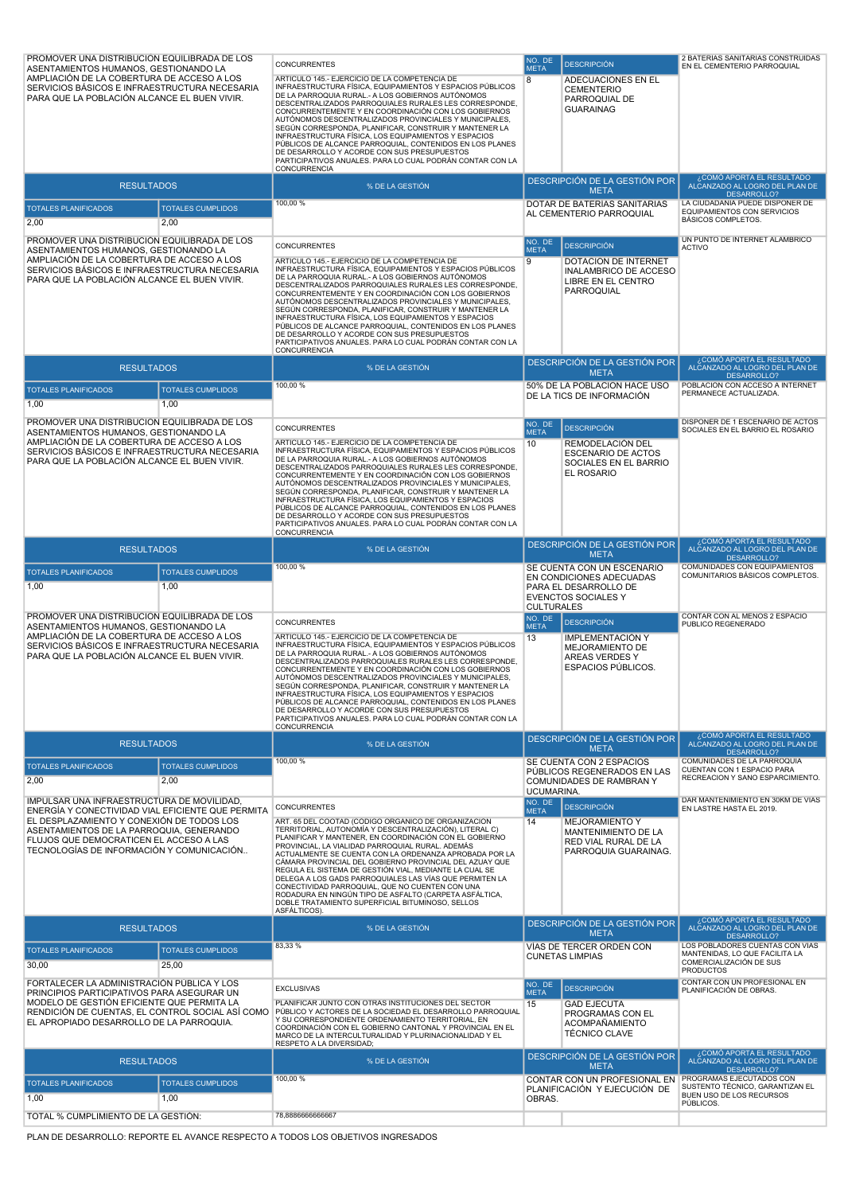| PROMOVER UNA DISTRIBUCION EQUILIBRADA DE LOS ASENTAMIENTOS HUMANOS, GESTIONANDO LA AMPLIACIÓN DE LA COBERTURA DE ACCESO A LOS SERVICIOS BÁSICOS E INFRAESTRUCTURA NECESARIA PARA QUE LA POBLACIÓN ALCANCE EL BUEN VIVIR. | | CONCURRENTES<br>ARTICULO 145.- EJERCICIO DE LA COMPETENCIA DE INFRAESTRUCTURA FÍSICA, EQUIPAMIENTOS Y ESPACIOS PÚBLICOS DE LA PARROQUIA RURAL.- A LOS GOBIERNOS AUTÓNOMOS DESCENTRALIZADOS PARROQUIALES RURALES LES CORRESPONDE, CONCURRENTEMENTE Y EN COORDINACIÓN CON LOS GOBIERNOS AUTÓNOMOS DESCENTRALIZADOS PROVINCIALES Y MUNICIPALES, SEGÚN CORRESPONDA, PLANIFICAR, CONSTRUIR Y MANTENER LA INFRAESTRUCTURA FÍSICA, LOS EQUIPAMIENTOS Y ESPACIOS PÚBLICOS DE ALCANCE PARROQUIAL, CONTENIDOS EN LOS PLANES DE DESARROLLO Y ACORDE CON SUS PRESUPUESTOS PARTICIPATIVOS ANUALES. PARA LO CUAL PODRÁN CONTAR CON LA CONCURRENCIA | NO. DE META<br>8 | DESCRIPCIÓN<br>ADECUACIONES EN EL CEMENTERIO PARROQUIAL DE GUARAINAG | 2 BATERIAS SANITARIAS CONSTRUIDAS EN EL CEMENTERIO PARROQUIAL |
|---|---|---|---|---|---|
| RESULTADOS | | % DE LA GESTIÓN | DESCRIPCIÓN DE LA GESTIÓN POR META | | ¿CÓMO APORTA EL RESULTADO ALCANZADO AL LOGRO DEL PLAN DE DESARROLLO? |
| TOTALES PLANIFICADOS | TOTALES CUMPLIDOS | 100,00 % | DOTAR DE BATERIAS SANITARIAS AL CEMENTERIO PARROQUIAL | | LA CIUDADANIA PUEDE DISPONER DE EQUIPAMIENTOS CON SERVICIOS BÁSICOS COMPLETOS. |
| 2,00 | 2,00 | | | | |
| PROMOVER UNA DISTRIBUCION EQUILIBRADA DE LOS ASENTAMIENTOS HUMANOS, GESTIONANDO LA AMPLIACIÓN DE LA COBERTURA DE ACCESO A LOS SERVICIOS BÁSICOS E INFRAESTRUCTURA NECESARIA PARA QUE LA POBLACIÓN ALCANCE EL BUEN VIVIR. | | CONCURRENTES<br>ARTICULO 145.- EJERCICIO DE LA COMPETENCIA DE INFRAESTRUCTURA FÍSICA, EQUIPAMIENTOS Y ESPACIOS PÚBLICOS DE LA PARROQUIA RURAL.- A LOS GOBIERNOS AUTÓNOMOS DESCENTRALIZADOS PARROQUIALES RURALES LES CORRESPONDE, CONCURRENTEMENTE Y EN COORDINACIÓN CON LOS GOBIERNOS AUTÓNOMOS DESCENTRALIZADOS PROVINCIALES Y MUNICIPALES, SEGÚN CORRESPONDA, PLANIFICAR, CONSTRUIR Y MANTENER LA INFRAESTRUCTURA FÍSICA, LOS EQUIPAMIENTOS Y ESPACIOS PÚBLICOS DE ALCANCE PARROQUIAL, CONTENIDOS EN LOS PLANES DE DESARROLLO Y ACORDE CON SUS PRESUPUESTOS PARTICIPATIVOS ANUALES. PARA LO CUAL PODRÁN CONTAR CON LA CONCURRENCIA | NO. DE META<br>9 | DESCRIPCIÓN<br>DOTACION DE INTERNET INALAMBRICO DE ACCESO LIBRE EN EL CENTRO PARROQUIAL | UN PUNTO DE INTERNET ALAMBRICO ACTIVO |
| RESULTADOS | | % DE LA GESTIÓN | DESCRIPCIÓN DE LA GESTIÓN POR META | | ¿CÓMO APORTA EL RESULTADO ALCANZADO AL LOGRO DEL PLAN DE DESARROLLO? |
| TOTALES PLANIFICADOS | TOTALES CUMPLIDOS | 100,00 % | 50% DE LA POBLACION HACE USO DE LA TICS DE INFORMACIÓN | | POBLACION CON ACCESO A INTERNET PERMANECE ACTUALIZADA. |
| 1,00 | 1,00 | | | | |
| PROMOVER UNA DISTRIBUCION EQUILIBRADA DE LOS ASENTAMIENTOS HUMANOS, GESTIONANDO LA AMPLIACIÓN DE LA COBERTURA DE ACCESO A LOS SERVICIOS BÁSICOS E INFRAESTRUCTURA NECESARIA PARA QUE LA POBLACIÓN ALCANCE EL BUEN VIVIR. | | CONCURRENTES<br>ARTICULO 145.- EJERCICIO DE LA COMPETENCIA DE INFRAESTRUCTURA FÍSICA, EQUIPAMIENTOS Y ESPACIOS PÚBLICOS DE LA PARROQUIA RURAL.- A LOS GOBIERNOS AUTÓNOMOS DESCENTRALIZADOS PARROQUIALES RURALES LES CORRESPONDE, CONCURRENTEMENTE Y EN COORDINACIÓN CON LOS GOBIERNOS AUTÓNOMOS DESCENTRALIZADOS PROVINCIALES Y MUNICIPALES, SEGÚN CORRESPONDA, PLANIFICAR, CONSTRUIR Y MANTENER LA INFRAESTRUCTURA FÍSICA, LOS EQUIPAMIENTOS Y ESPACIOS PÚBLICOS DE ALCANCE PARROQUIAL, CONTENIDOS EN LOS PLANES DE DESARROLLO Y ACORDE CON SUS PRESUPUESTOS PARTICIPATIVOS ANUALES. PARA LO CUAL PODRÁN CONTAR CON LA CONCURRENCIA | NO. DE META<br>10 | DESCRIPCIÓN<br>REMODELACIÓN DEL ESCENARIO DE ACTOS SOCIALES EN EL BARRIO EL ROSARIO | DISPONER DE 1 ESCENARIO DE ACTOS SOCIALES EN EL BARRIO EL ROSARIO |
| RESULTADOS | | % DE LA GESTIÓN | DESCRIPCIÓN DE LA GESTIÓN POR META | | ¿CÓMO APORTA EL RESULTADO ALCANZADO AL LOGRO DEL PLAN DE DESARROLLO? |
| TOTALES PLANIFICADOS | TOTALES CUMPLIDOS | 100,00 % | SE CUENTA CON UN ESCENARIO EN CONDICIONES ADECUADAS PARA EL DESARROLLO DE EVENCTOS SOCIALES Y CULTURALES | | COMUNIDADES CON EQUIPAMIENTOS COMUNITARIOS BÁSICOS COMPLETOS. |
| 1,00 | 1,00 | | | | |
| PROMOVER UNA DISTRIBUCION EQUILIBRADA DE LOS ASENTAMIENTOS HUMANOS, GESTIONANDO LA AMPLIACIÓN DE LA COBERTURA DE ACCESO A LOS SERVICIOS BÁSICOS E INFRAESTRUCTURA NECESARIA PARA QUE LA POBLACIÓN ALCANCE EL BUEN VIVIR. | | CONCURRENTES<br>ARTICULO 145.- EJERCICIO DE LA COMPETENCIA DE INFRAESTRUCTURA FÍSICA, EQUIPAMIENTOS Y ESPACIOS PÚBLICOS DE LA PARROQUIA RURAL.- A LOS GOBIERNOS AUTÓNOMOS DESCENTRALIZADOS PARROQUIALES RURALES LES CORRESPONDE, CONCURRENTEMENTE Y EN COORDINACIÓN CON LOS GOBIERNOS AUTÓNOMOS DESCENTRALIZADOS PROVINCIALES Y MUNICIPALES, SEGÚN CORRESPONDA, PLANIFICAR, CONSTRUIR Y MANTENER LA INFRAESTRUCTURA FÍSICA, LOS EQUIPAMIENTOS Y ESPACIOS PÚBLICOS DE ALCANCE PARROQUIAL, CONTENIDOS EN LOS PLANES DE DESARROLLO Y ACORDE CON SUS PRESUPUESTOS PARTICIPATIVOS ANUALES. PARA LO CUAL PODRÁN CONTAR CON LA CONCURRENCIA | NO. DE META<br>13 | DESCRIPCIÓN<br>IMPLEMENTACIÓN Y MEJORAMIENTO DE AREAS VERDES Y ESPACIOS PÚBLICOS. | CONTAR CON AL MENOS 2 ESPACIO PUBLICO REGENERADO |
| RESULTADOS | | % DE LA GESTIÓN | DESCRIPCIÓN DE LA GESTIÓN POR META | | ¿CÓMO APORTA EL RESULTADO ALCANZADO AL LOGRO DEL PLAN DE DESARROLLO? |
| TOTALES PLANIFICADOS | TOTALES CUMPLIDOS | 100,00 % | SE CUENTA CON 2 ESPACIOS PÚBLICOS REGENERADOS EN LAS COMUNIDADES DE RAMBRAN Y UCUMARINA. | | COMUNIDADES DE LA PARROQUIA CUENTAN CON 1 ESPACIO PARA RECREACION Y SANO ESPARCIMIENTO. |
| 2,00 | 2,00 | | | | |
| IMPULSAR UNA INFRAESTRUCTURA DE MOVILIDAD, ENERGÍA Y CONECTIVIDAD VIAL EFICIENTE QUE PERMITA EL DESPLAZAMIENTO Y CONEXIÓN DE TODOS LOS ASENTAMIENTOS DE LA PARROQUIA, GENERANDO FLUJOS QUE DEMOCRATICEN EL ACCESO A LAS TECNOLOGÍAS DE INFORMACIÓN Y COMUNICACIÓN.. | | CONCURRENTES<br>ART. 65 DEL COOTAD (CODIGO ORGANICO DE ORGANIZACION TERRITORIAL, AUTONOMÍA Y DESCENTRALIZACIÓN), LITERAL C) PLANIFICAR Y MANTENER, EN COORDINACIÓN CON EL GOBIERNO PROVINCIAL, LA VIALIDAD PARROQUIAL RURAL. ADEMÁS ACTUALMENTE SE CUENTA CON LA ORDENANZA APROBADA POR LA CÁMARA PROVINCIAL DEL GOBIERNO PROVINCIAL DEL AZUAY QUE REGULA EL SISTEMA DE GESTIÓN VIAL, MEDIANTE LA CUAL SE DELEGA A LOS GADS PARROQUIALES LAS VÍAS QUE PERMITEN LA CONECTIVIDAD PARROQUIAL, QUE NO CUENTEN CON UNA RODADURA EN NINGÚN TIPO DE ASFALTO (CARPETA ASFÁLTICA, DOBLE TRATAMIENTO SUPERFICIAL BITUMINOSO, SELLOS ASFÁLTICOS). | NO. DE META<br>14 | DESCRIPCIÓN<br>MEJORAMIENTO Y MANTENIMIENTO DE LA RED VIAL RURAL DE LA PARROQUIA GUARAINAG. | DAR MANTENIMIENTO EN 30KM DE VIAS EN LASTRE HASTA EL 2019. |
| RESULTADOS | | % DE LA GESTIÓN | DESCRIPCIÓN DE LA GESTIÓN POR META | | ¿CÓMO APORTA EL RESULTADO ALCANZADO AL LOGRO DEL PLAN DE DESARROLLO? |
| TOTALES PLANIFICADOS | TOTALES CUMPLIDOS | 83,33 % | VIAS DE TERCER ORDEN CON CUNETAS LIMPIAS | | LOS POBLADORES CUENTAS CON VIAS MANTENIDAS, LO QUE FACILITA LA COMERCIALIZACIÓN DE SUS PRODUCTOS |
| 30,00 | 25,00 | | | | |
| FORTALECER LA ADMINISTRACIÓN PÚBLICA Y LOS PRINCIPIOS PARTICIPATIVOS PARA ASEGURAR UN MODELO DE GESTIÓN EFICIENTE QUE PERMITA LA RENDICIÓN DE CUENTAS, EL CONTROL SOCIAL ASÍ COMO EL APROPIADO DESARROLLO DE LA PARROQUIA. | | EXCLUSIVAS<br>PLANIFICAR JUNTO CON OTRAS INSTITUCIONES DEL SECTOR PÚBLICO Y ACTORES DE LA SOCIEDAD EL DESARROLLO PARROQUIAL Y SU CORRESPONDIENTE ORDENAMIENTO TERRITORIAL, EN COORDINACIÓN CON EL GOBIERNO CANTONAL Y PROVINCIAL EN EL MARCO DE LA INTERCULTURALIDAD Y PLURINACIONALIDAD Y EL RESPETO A LA DIVERSIDAD; | NO. DE META<br>15 | DESCRIPCIÓN<br>GAD EJECUTA PROGRAMAS CON EL ACOMPAÑAMIENTO TÉCNICO CLAVE | CONTAR CON UN PROFESIONAL EN PLANIFICACIÓN DE OBRAS. |
| RESULTADOS | | % DE LA GESTIÓN | DESCRIPCIÓN DE LA GESTIÓN POR META | | ¿CÓMO APORTA EL RESULTADO ALCANZADO AL LOGRO DEL PLAN DE DESARROLLO? |
| TOTALES PLANIFICADOS | TOTALES CUMPLIDOS | 100,00 % | CONTAR CON UN PROFESIONAL EN PLANIFICACIÓN Y EJECUCIÓN DE OBRAS. | | PROGRAMAS EJECUTADOS CON SUSTENTO TÉCNICO, GARANTIZAN EL BUEN USO DE LOS RECURSOS PÚBLICOS. |
| 1,00 | 1,00 | | | | |
| TOTAL % CUMPLIMIENTO DE LA GESTIÓN: | | 78,8888666666667 | | | |

PLAN DE DESARROLLO: REPORTE EL AVANCE RESPECTO A TODOS LOS OBJETIVOS INGRESADOS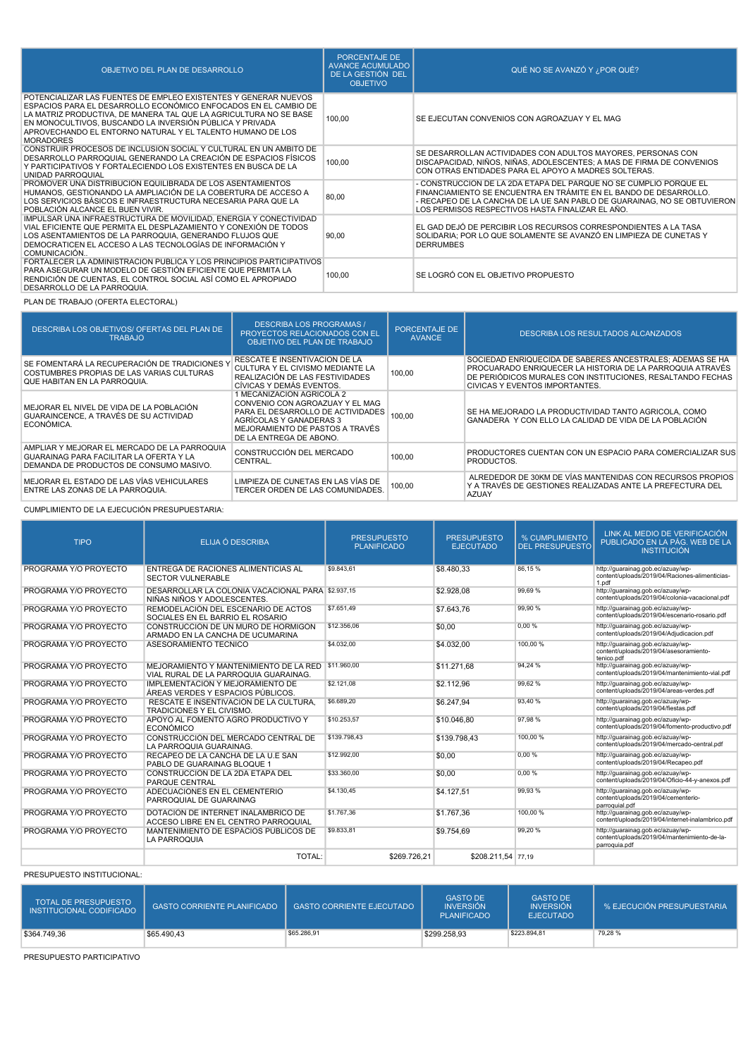| OBJETIVO DEL PLAN DE DESARROLLO | PORCENTAJE DE AVANCE ACUMULADO DE LA GESTIÓN DEL OBJETIVO | QUÉ NO SE AVANZÓ Y ¿POR QUÉ? |
|---|---|---|
| POTENCIALIZAR LAS FUENTES DE EMPLEO EXISTENTES Y GENERAR NUEVOS ESPACIOS PARA EL DESARROLLO ECONÓMICO ENFOCADOS EN EL CAMBIO DE LA MATRIZ PRODUCTIVA, DE MANERA TAL QUE LA AGRICULTURA NO SE BASE EN MONOCULTIVOS, BUSCANDO LA INVERSIÓN PÚBLICA Y PRIVADA APROVECHANDO EL ENTORNO NATURAL Y EL TALENTO HUMANO DE LOS MORADORES | 100,00 | SE EJECUTAN CONVENIOS CON AGROAZUAY Y EL MAG |
| CONSTRUIR PROCESOS DE INCLUSION SOCIAL Y CULTURAL EN UN AMBITO DE DESARROLLO PARROQUIAL GENERANDO LA CREACIÓN DE ESPACIOS FÍSICOS Y PARTICIPATIVOS Y FORTALECIENDO LOS EXISTENTES EN BUSCA DE LA UNIDAD PARROQUIAL | 100,00 | SE DESARROLLAN ACTIVIDADES CON ADULTOS MAYORES, PERSONAS CON DISCAPACIDAD, NIÑOS, NIÑAS, ADOLESCENTES; A MAS DE FIRMA DE CONVENIOS CON OTRAS ENTIDADES PARA EL APOYO A MADRES SOLTERAS. |
| PROMOVER UNA DISTRIBUCION EQUILIBRADA DE LOS ASENTAMIENTOS HUMANOS, GESTIONANDO LA AMPLIACIÓN DE LA COBERTURA DE ACCESO A LOS SERVICIOS BÁSICOS E INFRAESTRUCTURA NECESARIA PARA QUE LA POBLACIÓN ALCANCE EL BUEN VIVIR. | 80,00 | - CONSTRUCCION DE LA 2DA ETAPA DEL PARQUE NO SE CUMPLIO PORQUE EL FINANCIAMIENTO SE ENCUENTRA EN TRÁMITE EN EL BANDO DE DESARROLLO. - RECAPEO DE LA CANCHA DE LA UE SAN PABLO DE GUARAINAG, NO SE OBTUVIERON LOS PERMISOS RESPECTIVOS HASTA FINALIZAR EL AÑO. |
| IMPULSAR UNA INFRAESTRUCTURA DE MOVILIDAD, ENERGÍA Y CONECTIVIDAD VIAL EFICIENTE QUE PERMITA EL DESPLAZAMIENTO Y CONEXIÓN DE TODOS LOS ASENTAMIENTOS DE LA PARROQUIA, GENERANDO FLUJOS QUE DEMOCRATICEN EL ACCESO A LAS TECNOLOGÍAS DE INFORMACIÓN Y COMUNICACIÓN.. | 90,00 | EL GAD DEJÓ DE PERCIBIR LOS RECURSOS CORRESPONDIENTES A LA TASA SOLIDARIA; POR LO QUE SOLAMENTE SE AVANZÓ EN LIMPIEZA DE CUNETAS Y DERRUMBES |
| FORTALECER LA ADMINISTRACION PUBLICA Y LOS PRINCIPIOS PARTICIPATIVOS PARA ASEGURAR UN MODELO DE GESTIÓN EFICIENTE QUE PERMITA LA RENDICIÓN DE CUENTAS, EL CONTROL SOCIAL ASÍ COMO EL APROPIADO DESARROLLO DE LA PARROQUIA. | 100,00 | SE LOGRÓ CON EL OBJETIVO PROPUESTO |

PLAN DE TRABAJO (OFERTA ELECTORAL)

| DESCRIBA LOS OBJETIVOS/ OFERTAS DEL PLAN DE TRABAJO | DESCRIBA LOS PROGRAMAS / PROYECTOS RELACIONADOS CON EL OBJETIVO DEL PLAN DE TRABAJO | PORCENTAJE DE AVANCE | DESCRIBA LOS RESULTADOS ALCANZADOS |
|---|---|---|---|
| SE FOMENTARÁ LA RECUPERACIÓN DE TRADICIONES Y COSTUMBRES PROPIAS DE LAS VARIAS CULTURAS QUE HABITAN EN LA PARROQUIA. | RESCATE E INSENTIVACION DE LA CULTURA Y EL CIVISMO MEDIANTE LA REALIZACIÓN DE LAS FESTIVIDADES CÍVICAS Y DEMÁS EVENTOS. | 100,00 | SOCIEDAD ENRIQUECIDA DE SABERES ANCESTRALES; ADEMAS SE HA PROCUARADO ENRIQUECER LA HISTORIA DE LA PARROQUIA ATRAVÉS DE PERIÓDICOS MURALES CON INSTITUCIONES, RESALTANDO FECHAS CIVICAS Y EVENTOS IMPORTANTES. |
| MEJORAR EL NIVEL DE VIDA DE LA POBLACIÓN GUARAINCENCE, A TRAVÉS DE SU ACTIVIDAD ECONÓMICA. | 1 MECANIZACION AGRICOLA 2 CONVENIO CON AGROAZUAY Y EL MAG PARA EL DESARROLLO DE ACTIVIDADES AGRÍCOLAS Y GANADERAS 3 MEJORAMIENTO DE PASTOS A TRAVÉS DE LA ENTREGA DE ABONO. | 100,00 | SE HA MEJORADO LA PRODUCTIVIDAD TANTO AGRICOLA, COMO GANADERA Y CON ELLO LA CALIDAD DE VIDA DE LA POBLACIÓN |
| AMPLIAR Y MEJORAR EL MERCADO DE LA PARROQUIA GUARAINAG PARA FACILITAR LA OFERTA Y LA DEMANDA DE PRODUCTOS DE CONSUMO MASIVO. | CONSTRUCCIÓN DEL MERCADO CENTRAL. | 100,00 | PRODUCTORES CUENTAN CON UN ESPACIO PARA COMERCIALIZAR SUS PRODUCTOS. |
| MEJORAR EL ESTADO DE LAS VÍAS VEHICULARES ENTRE LAS ZONAS DE LA PARROQUIA. | LIMPIEZA DE CUNETAS EN LAS VÍAS DE TERCER ORDEN DE LAS COMUNIDADES. | 100,00 | ALREDEDOR DE 30KM DE VÍAS MANTENIDAS CON RECURSOS PROPIOS Y A TRAVÉS DE GESTIONES REALIZADAS ANTE LA PREFECTURA DEL AZUAY |

CUMPLIMIENTO DE LA EJECUCIÓN PRESUPUESTARIA:

| TIPO | ELIJA Ó DESCRIBA | PRESUPUESTO PLANIFICADO | PRESUPUESTO EJECUTADO | % CUMPLIMIENTO DEL PRESUPUESTO | LINK AL MEDIO DE VERIFICACIÓN PUBLICADO EN LA PÁG. WEB DE LA INSTITUCIÓN |
|---|---|---|---|---|---|
| PROGRAMA Y/O PROYECTO | ENTREGA DE RACIONES ALIMENTICIAS AL SECTOR VULNERABLE | $9.843,61 | $8.480,33 | 86,15 % | http://guarainag.gob.ec/azuay/wp-content/uploads/2019/04/Raciones-alimenticias-1.pdf |
| PROGRAMA Y/O PROYECTO | DESARROLLAR LA COLONIA VACACIONAL PARA NIÑAS NIÑOS Y ADOLESCENTES. | $2.937,15 | $2.928,08 | 99,69 % | http://guarainag.gob.ec/azuay/wp-content/uploads/2019/04/colonia-vacacional.pdf |
| PROGRAMA Y/O PROYECTO | REMODELACIÓN DEL ESCENARIO DE ACTOS SOCIALES EN EL BARRIO EL ROSARIO | $7.651,49 | $7.643,76 | 99,90 % | http://guarainag.gob.ec/azuay/wp-content/uploads/2019/04/escenario-rosario.pdf |
| PROGRAMA Y/O PROYECTO | CONSTRUCCION DE UN MURO DE HORMIGON ARMADO EN LA CANCHA DE UCUMARINA | $12.356,06 | $0,00 | 0,00 % | http://guarainag.gob.ec/azuay/wp-content/uploads/2019/04/Adjudicacion.pdf |
| PROGRAMA Y/O PROYECTO | ASESORAMIENTO TECNICO | $4.032,00 | $4.032,00 | 100,00 % | http://guarainag.gob.ec/azuay/wp-content/uploads/2019/04/asesoramiento-tenico.pdf |
| PROGRAMA Y/O PROYECTO | MEJORAMIENTO Y MANTENIMIENTO DE LA RED VIAL RURAL DE LA PARROQUIA GUARAINAG. | $11.960,00 | $11.271,68 | 94,24 % | http://guarainag.gob.ec/azuay/wp-content/uploads/2019/04/mantenimiento-vial.pdf |
| PROGRAMA Y/O PROYECTO | IMPLEMENTACION Y MEJORAMIENTO DE ÁREAS VERDES Y ESPACIOS PÚBLICOS. | $2.121,08 | $2.112,96 | 99,62 % | http://guarainag.gob.ec/azuay/wp-content/uploads/2019/04/areas-verdes.pdf |
| PROGRAMA Y/O PROYECTO | RESCATE E INSENTIVACION DE LA CULTURA, TRADICIONES Y EL CIVISMO. | $6.689,20 | $6.247,94 | 93,40 % | http://guarainag.gob.ec/azuay/wp-content/uploads/2019/04/fiestas.pdf |
| PROGRAMA Y/O PROYECTO | APOYO AL FOMENTO AGRO PRODUCTIVO Y ECONÓMICO | $10.253,57 | $10.046,80 | 97,98 % | http://guarainag.gob.ec/azuay/wp-content/uploads/2019/04/fomento-productivo.pdf |
| PROGRAMA Y/O PROYECTO | CONSTRUCCIÓN DEL MERCADO CENTRAL DE LA PARROQUIA GUARAINAG. | $139.798,43 | $139.798,43 | 100,00 % | http://guarainag.gob.ec/azuay/wp-content/uploads/2019/04/mercado-central.pdf |
| PROGRAMA Y/O PROYECTO | RECAPEO DE LA CANCHA DE LA U.E SAN PABLO DE GUARAINAG BLOQUE 1 | $12.992,00 | $0,00 | 0,00 % | http://guarainag.gob.ec/azuay/wp-content/uploads/2019/04/Recapeo.pdf |
| PROGRAMA Y/O PROYECTO | CONSTRUCCION DE LA 2DA ETAPA DEL PARQUE CENTRAL | $33.360,00 | $0,00 | 0,00 % | http://guarainag.gob.ec/azuay/wp-content/uploads/2019/04/Oficio-44-y-anexos.pdf |
| PROGRAMA Y/O PROYECTO | ADECUACIONES EN EL CEMENTERIO PARROQUIAL DE GUARAINAG | $4.130,45 | $4.127,51 | 99,93 % | http://guarainag.gob.ec/azuay/wp-content/uploads/2019/04/cementerio-parroquial.pdf |
| PROGRAMA Y/O PROYECTO | DOTACION DE INTERNET INALAMBRICO DE ACCESO LIBRE EN EL CENTRO PARROQUIAL | $1.767,36 | $1.767,36 | 100,00 % | http://guarainag.gob.ec/azuay/wp-content/uploads/2019/04/internet-inalambrico.pdf |
| PROGRAMA Y/O PROYECTO | MANTENIMIENTO DE ESPACIOS PUBLICOS DE LA PARROQUIA | $9.833,81 | $9.754,69 | 99,20 % | http://guarainag.gob.ec/azuay/wp-content/uploads/2019/04/mantenimiento-de-la-parroquia.pdf |
| | TOTAL: | $269.726,21 | $208.211,54 | 77,19 | |

PRESUPUESTO INSTITUCIONAL:

| TOTAL DE PRESUPUESTO INSTITUCIONAL CODIFICADO | GASTO CORRIENTE PLANIFICADO | GASTO CORRIENTE EJECUTADO | GASTO DE INVERSIÓN PLANIFICADO | GASTO DE INVERSIÓN EJECUTADO | % EJECUCIÓN PRESUPUESTARIA |
|---|---|---|---|---|---|
| $364.749,36 | $65.490,43 | $65.286,91 | $299.258,93 | $223.894,81 | 79,28 % |

PRESUPUESTO PARTICIPATIVO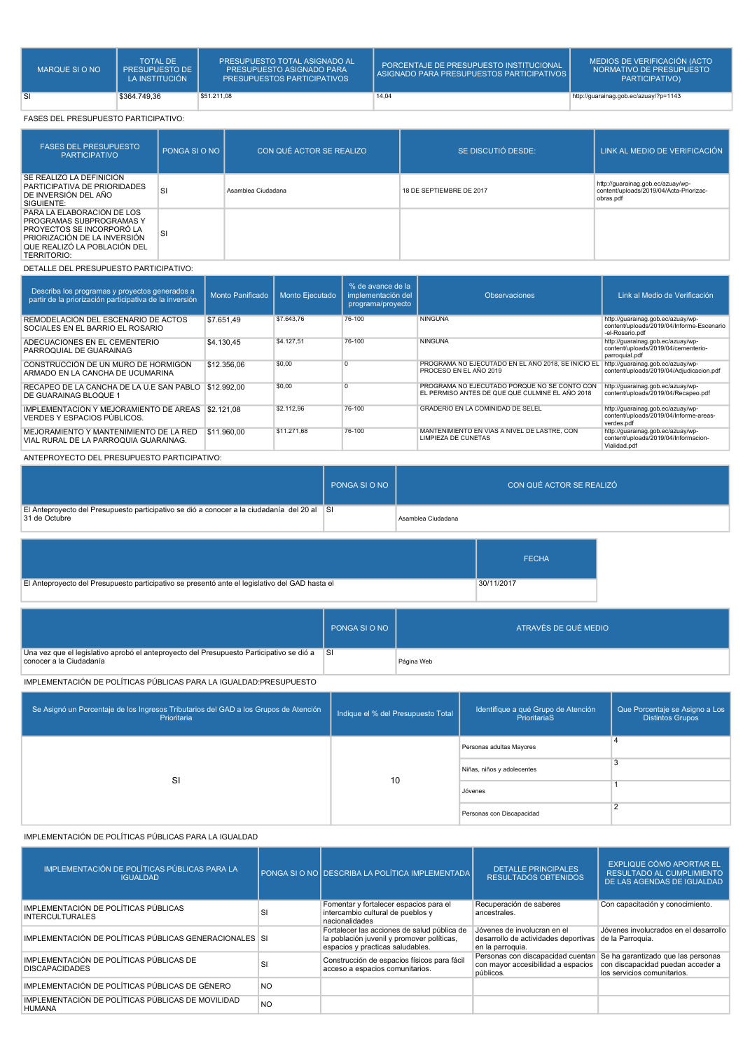| MARQUE SI O NO | TOTAL DE PRESUPUESTO DE LA INSTITUCIÓN | PRESUPUESTO TOTAL ASIGNADO AL PRESUPUESTO ASIGNADO PARA PRESUPUESTOS PARTICIPATIVOS | PORCENTAJE DE PRESUPUESTO INSTITUCIONAL ASIGNADO PARA PRESUPUESTOS PARTICIPATIVOS | MEDIOS DE VERIFICACIÓN (ACTO NORMATIVO DE PRESUPUESTO PARTICIPATIVO) |
|---|---|---|---|---|
| SI | $364.749,36 | $51.211,08 | 14,04 | http://guarainag.gob.ec/azuay/?p=1143 |

FASES DEL PRESUPUESTO PARTICIPATIVO:

| FASES DEL PRESUPUESTO PARTICIPATIVO | PONGA SI O NO | CON QUÉ ACTOR SE REALIZO | SE DISCUTIÓ DESDE: | LINK AL MEDIO DE VERIFICACIÓN |
|---|---|---|---|---|
| SE REALIZO LA DEFINICION PARTICIPATIVA DE PRIORIDADES DE INVERSIÓN DEL AÑO SIGUIENTE: | SI | Asamblea Ciudadana | 18 DE SEPTIEMBRE DE 2017 | http://guarainag.gob.ec/azuay/wp-content/uploads/2019/04/Acta-Priorizac-obras.pdf |
| PARA LA ELABORACIÓN DE LOS PROGRAMAS SUBPROGRAMAS Y PROYECTOS SE INCORPORÓ LA PRIORIZACIÓN DE LA INVERSIÓN QUE REALIZÓ LA POBLACIÓN DEL TERRITORIO: | SI | | | |

DETALLE DEL PRESUPUESTO PARTICIPATIVO:

| Describa los programas y proyectos generados a partir de la priorización participativa de la inversión | Monto Panificado | Monto Ejecutado | % de avance de la implementación del programa/proyecto | Observaciones | Link al Medio de Verificación |
|---|---|---|---|---|---|
| REMODELACIÓN DEL ESCENARIO DE ACTOS SOCIALES EN EL BARRIO EL ROSARIO | $7.651,49 | $7.643,76 | 76-100 | NINGUNA | http://guarainag.gob.ec/azuay/wp-content/uploads/2019/04/Informe-Escenario-el-Rosario.pdf |
| ADECUACIONES EN EL CEMENTERIO PARROQUIAL DE GUARAINAG | $4.130,45 | $4.127,51 | 76-100 | NINGUNA | http://guarainag.gob.ec/azuay/wp-content/uploads/2019/04/cementerio-parroquial.pdf |
| CONSTRUCCION DE UN MURO DE HORMIGÓN ARMADO EN LA CANCHA DE UCUMARINA | $12.356,06 | $0,00 | 0 | PROGRAMA NO EJECUTADO EN EL AÑO 2018, SE INICIO EL PROCESO EN EL AÑO 2019 | http://guarainag.gob.ec/azuay/wp-content/uploads/2019/04/Adjudicacion.pdf |
| RECAPEO DE LA CANCHA DE LA U.E SAN PABLO DE GUARAINAG BLOQUE 1 | $12.992,00 | $0,00 | 0 | PROGRAMA NO EJECUTADO PORQUE NO SE CONTO CON EL PERMISO ANTES DE QUE CULMINE EL AÑO 2018 | http://guarainag.gob.ec/azuay/wp-content/uploads/2019/04/Recapeo.pdf |
| IMPLEMENTACION Y MEJORAMIENTO DE AREAS VERDES Y ESPACIOS PÚBLICOS. | $2.121,08 | $2.112,96 | 76-100 | GRADERIO EN LA COMINIDAD DE SELEL | http://guarainag.gob.ec/azuay/wp-content/uploads/2019/04/Informe-areas-verdes.pdf |
| MEJORAMIENTO Y MANTENIMIENTO DE LA RED VIAL RURAL DE LA PARROQUIA GUARAINAG. | $11.960,00 | $11.271,68 | 76-100 | MANTENIMIENTO EN VIAS A NIVEL DE LASTRE, CON LIMPIEZA DE CUNETAS | http://guarainag.gob.ec/azuay/wp-content/uploads/2019/04/Informacion-Vialidad.pdf |

ANTEPROYECTO DEL PRESUPUESTO PARTICIPATIVO:

| | PONGA SI O NO | CON QUÉ ACTOR SE REALIZÓ |
|---|---|---|
| El Anteproyecto del Presupuesto participativo se dió a conocer a la ciudadanía del 20 al 31 de Octubre | SI | Asamblea Ciudadana |

| | FECHA |
|---|---|
| El Anteproyecto del Presupuesto participativo se presentó ante el legislativo del GAD hasta el | 30/11/2017 |

| | PONGA SI O NO | ATRAVÉS DE QUÉ MEDIO |
|---|---|---|
| Una vez que el legislativo aprobó el anteproyecto del Presupuesto Participativo se dió a conocer a la Ciudadanía | SI | Página Web |

IMPLEMENTACIÓN DE POLÍTICAS PÚBLICAS PARA LA IGUALDAD:PRESUPUESTO

| Se Asignó un Porcentaje de los Ingresos Tributarios del GAD a los Grupos de Atención Prioritaria | Indique el % del Presupuesto Total | Identifique a qué Grupo de Atención PrioritariaS | Que Porcentaje se Asigno a Los Distintos Grupos |
|---|---|---|---|
| SI | 10 | Personas adultas Mayores | 4 |
| | | Niñas, niños y adolecentes | 3 |
| | | Jóvenes | 1 |
| | | Personas con Discapacidad | 2 |

IMPLEMENTACIÓN DE POLÍTICAS PÚBLICAS PARA LA IGUALDAD

| IMPLEMENTACIÓN DE POLÍTICAS PÚBLICAS PARA LA IGUALDAD | PONGA SI O NO | DESCRIBA LA POLÍTICA IMPLEMENTADA | DETALLE PRINCIPALES RESULTADOS OBTENIDOS | EXPLIQUE CÓMO APORTAR EL RESULTADO AL CUMPLIMIENTO DE LAS AGENDAS DE IGUALDAD |
|---|---|---|---|---|
| IMPLEMENTACIÓN DE POLÍTICAS PÚBLICAS INTERCULTURALES | SI | Fomentar y fortalecer espacios para el intercambio cultural de pueblos y nacionalidades | Recuperación de saberes ancestrales. | Con capacitación y conocimiento. |
| IMPLEMENTACIÓN DE POLÍTICAS PÚBLICAS GENERACIONALES | SI | Fortalecer las acciones de salud pública de la población juvenil y promover políticas, espacios y practicas saludables. | Jóvenes de involucran en el desarrollo de actividades deportivas en la parroquia. | Jóvenes involucrados en el desarrollo de la Parroquia. |
| IMPLEMENTACIÓN DE POLÍTICAS PÚBLICAS DE DISCAPACIDADES | SI | Construcción de espacios físicos para fácil acceso a espacios comunitarios. | Personas con discapacidad cuentan con mayor accesibilidad a espacios públicos. | Se ha garantizado que las personas con discapacidad puedan acceder a los servicios comunitarios. |
| IMPLEMENTACIÓN DE POLÍTICAS PÚBLICAS DE GÉNERO | NO | | | |
| IMPLEMENTACIÓN DE POLÍTICAS PÚBLICAS DE MOVILIDAD HUMANA | NO | | | |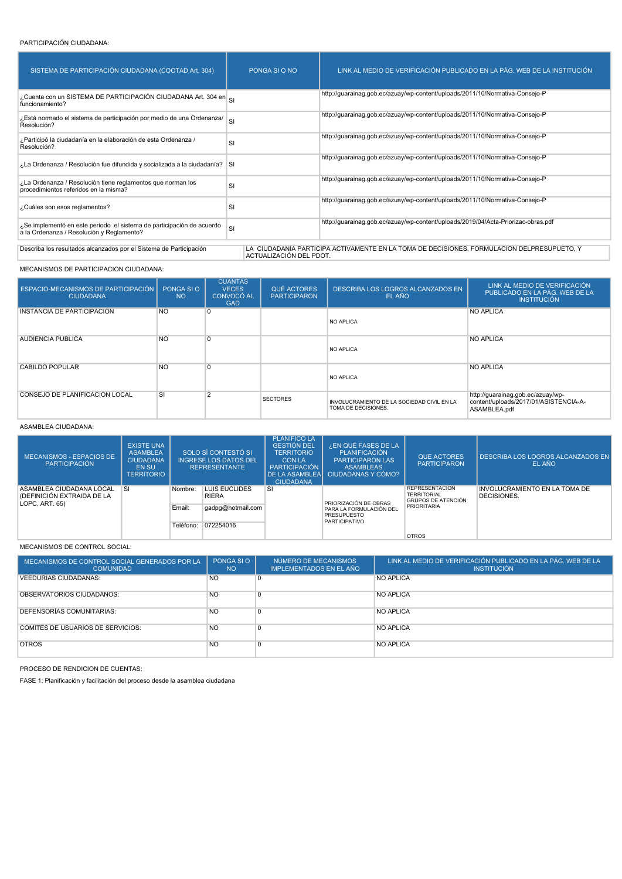PARTICIPACIÓN CIUDADANA:

| SISTEMA DE PARTICIPACIÓN CIUDADANA (COOTAD Art. 304) | PONGA SI O NO | LINK AL MEDIO DE VERIFICACIÓN PUBLICADO EN LA PÁG. WEB DE LA INSTITUCIÓN |
|---|---|---|
| ¿Cuenta con un SISTEMA DE PARTICIPACIÓN CIUDADANA Art. 304 en funcionamiento? | SI | http://guarainag.gob.ec/azuay/wp-content/uploads/2011/10/Normativa-Consejo-P |
| ¿Está normado el sistema de participación por medio de una Ordenanza/ Resolución? | SI | http://guarainag.gob.ec/azuay/wp-content/uploads/2011/10/Normativa-Consejo-P |
| ¿Participó la ciudadanía en la elaboración de esta Ordenanza / Resolución? | SI | http://guarainag.gob.ec/azuay/wp-content/uploads/2011/10/Normativa-Consejo-P |
| ¿La Ordenanza / Resolución fue difundida y socializada a la ciudadanía? | SI | http://guarainag.gob.ec/azuay/wp-content/uploads/2011/10/Normativa-Consejo-P |
| ¿La Ordenanza / Resolución tiene reglamentos que norman los procedimientos referidos en la misma? | SI | http://guarainag.gob.ec/azuay/wp-content/uploads/2011/10/Normativa-Consejo-P |
| ¿Cuáles son esos reglamentos? | SI | http://guarainag.gob.ec/azuay/wp-content/uploads/2011/10/Normativa-Consejo-P |
| ¿Se implementó en este periodo el sistema de participación de acuerdo a la Ordenanza / Resolución y Reglamento? | SI | http://guarainag.gob.ec/azuay/wp-content/uploads/2019/04/Acta-Priorizac-obras.pdf |

| Describa los resultados alcanzados por el Sistema de Participación | LA CIUDADANIA PARTICIPA ACTIVAMENTE EN LA TOMA DE DECISIONES, FORMULACION DELPRESUPUETO, Y ACTUALIZACIÓN DEL PDOT. |
|---|---|

MECANISMOS DE PARTICIPACION CIUDADANA:

| ESPACIO-MECANISMOS DE PARTICIPACIÓN CIUDADANA | PONGA SI O NO | CUANTAS VECES CONVOCÓ AL GAD | QUÉ ACTORES PARTICIPARON | DESCRIBA LOS LOGROS ALCANZADOS EN EL AÑO | LINK AL MEDIO DE VERIFICACIÓN PUBLICADO EN LA PÁG. WEB DE LA INSTITUCIÓN |
|---|---|---|---|---|---|
| INSTANCIA DE PARTICIPACION | NO | 0 | | NO APLICA | NO APLICA |
| AUDIENCIA PUBLICA | NO | 0 | | NO APLICA | NO APLICA |
| CABILDO POPULAR | NO | 0 | | NO APLICA | NO APLICA |
| CONSEJO DE PLANIFICACION LOCAL | SI | 2 | SECTORES | INVOLUCRAMIENTO DE LA SOCIEDAD CIVIL EN LA TOMA DE DECISIONES. | http://guarainag.gob.ec/azuay/wp-content/uploads/2017/01/ASISTENCIA-A-ASAMBLEA.pdf |

ASAMBLEA CIUDADANA:

| MECANISMOS - ESPACIOS DE PARTICIPACIÓN | EXISTE UNA ASAMBLEA CIUDADANA EN SU TERRITORIO | SOLO SÍ CONTESTÓ SI INGRESE LOS DATOS DEL REPRESENTANTE | | PLANIFICÓ LA GESTIÓN DEL TERRITORIO CON LA PARTICIPACIÓN DE LA ASAMBLEA CIUDADANA | ¿EN QUÉ FASES DE LA PLANIFICACIÓN PARTICIPARON LAS ASAMBLEAS CIUDADANAS Y CÓMO? | QUE ACTORES PARTICIPARON | DESCRIBA LOS LOGROS ALCANZADOS EN EL AÑO |
|---|---|---|---|---|---|---|---|
| ASAMBLEA CIUDADANA LOCAL (DEFINICIÓN EXTRAIDA DE LA LOPC, ART. 65) | SI | Nombre: | LUIS EUCLIDES RIERA | SI | PRIORIZACIÓN DE OBRAS PARA LA FORMULACIÓN DEL PRESUPUESTO PARTICIPATIVO. | REPRESENTACION TERRITORIAL GRUPOS DE ATENCIÓN PRIORITARIA | INVOLUCRAMIENTO EN LA TOMA DE DECISIONES. |
| | | Email: | gadpg@hotmail.com | | | | |
| | | Teléfono: | 072254016 | | | OTROS | |

MECANISMOS DE CONTROL SOCIAL:

| MECANISMOS DE CONTROL SOCIAL GENERADOS POR LA COMUNIDAD | PONGA SI O NO | NÚMERO DE MECANISMOS IMPLEMENTADOS EN EL AÑO | LINK AL MEDIO DE VERIFICACIÓN PUBLICADO EN LA PÁG. WEB DE LA INSTITUCIÓN |
|---|---|---|---|
| VEEDURIAS CIUDADANAS: | NO | 0 | NO APLICA |
| OBSERVATORIOS CIUDADANOS: | NO | 0 | NO APLICA |
| DEFENSORIAS COMUNITARIAS: | NO | 0 | NO APLICA |
| COMITÉS DE USUARIOS DE SERVICIOS: | NO | 0 | NO APLICA |
| OTROS | NO | 0 | NO APLICA |

PROCESO DE RENDICION DE CUENTAS:

FASE 1: Planificación y facilitación del proceso desde la asamblea ciudadana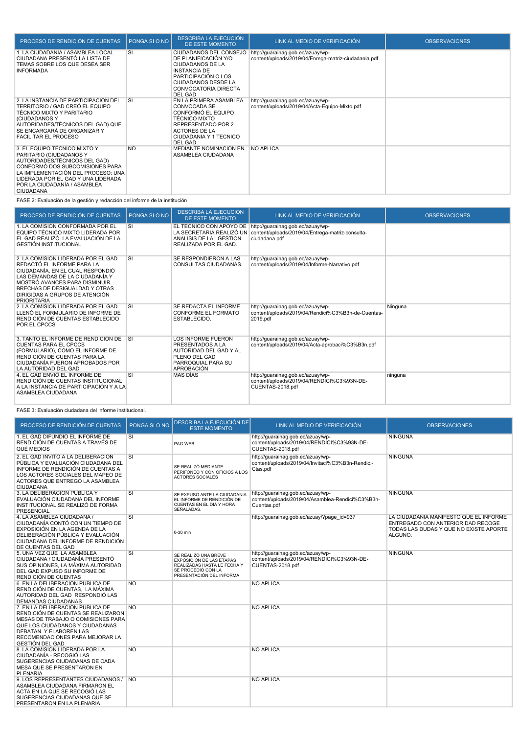| PROCESO DE RENDICIÓN DE CUENTAS | PONGA SI O NO | DESCRIBA LA EJECUCIÓN DE ESTE MOMENTO | LINK AL MEDIO DE VERIFICACIÓN | OBSERVACIONES |
|---|---|---|---|---|
| 1. LA CIUDADANÍA / ASAMBLEA LOCAL CIUDADANA PRESENTÓ LA LISTA DE TEMAS SOBRE LOS QUE DESEA SER INFORMADA | SI | CIUDADANOS DEL CONSEJO DE PLANIFICACIÓN Y/O CIUDADANOS DE LA INSTANCIA DE PARTICIPACIÓN O LOS CIUDADANOS DESDE LA CONVOCATORIA DIRECTA DEL GAD | http://guarainag.gob.ec/azuay/wp-content/uploads/2019/04/Enrega-matriz-ciudadania.pdf | |
| 2. LA INSTANCIA DE PARTICIPACIÓN DEL TERRITORIO / GAD CREÓ EL EQUIPO TÉCNICO MIXTO Y PARITARIO (CIUDADANOS Y AUTORIDADES/TÉCNICOS DEL GAD) QUE SE ENCARGARÁ DE ORGANIZAR Y FACILITAR EL PROCESO | SI | EN LA PRIMERA ASAMBLEA CONVOCADA SE CONFORMÓ EL EQUIPO TÉCNICO MIXTO REPRESENTADO POR 2 ACTORES DE LA CIUDADANIA Y 1 TECNICO DEL GAD. | http://guarainag.gob.ec/azuay/wp-content/uploads/2019/04/Acta-Equipo-Mixto.pdf | |
| 3. EL EQUIPO TÉCNICO MIXTO Y PARITARIO (CIUDADANOS Y AUTORIDADES/TÉCNICOS DEL GAD) CONFORMÓ DOS SUBCOMISIONES PARA LA IMPLEMENTACIÓN DEL PROCESO: UNA LIDERADA POR EL GAD Y UNA LIDERADA POR LA CIUDADANÍA / ASAMBLEA CIUDADANA | NO | MEDIANTE NOMINACION EN ASAMBLEA CIUDADANA | NO APLICA | |

FASE 2: Evaluación de la gestión y redacción del informe de la institución

| PROCESO DE RENDICIÓN DE CUENTAS | PONGA SI O NO | DESCRIBA LA EJECUCIÓN DE ESTE MOMENTO | LINK AL MEDIO DE VERIFICACIÓN | OBSERVACIONES |
|---|---|---|---|---|
| 1. LA COMISION CONFORMADA POR EL EQUIPO TÉCNICO MIXTO LIDERADA POR EL GAD REALIZÓ LA EVALUACIÓN DE LA GESTIÓN INSTITUCIONAL | SI | EL TECNICO CON APOYO DE LA SECRETARIA REALIZÓ UN ANALISIS DE LAL GESTION REALIZADA POR EL GAD. | http://guarainag.gob.ec/azuay/wp-content/uploads/2019/04/Entrega-matriz-consulta-ciudadana.pdf | |
| 2. LA COMISIÓN LIDERADA POR EL GAD REDACTÓ EL INFORME PARA LA CIUDADANÍA, EN EL CUAL RESPONDIÓ LAS DEMANDAS DE LA CIUDADANÍA Y MOSTRÓ AVANCES PARA DISMINUIR BRECHAS DE DESIGUALDAD Y OTRAS DIRIGIDAS A GRUPOS DE ATENCIÓN PRIORITARIA | SI | SE RESPONDIERON A LAS CONSULTAS CIUDADANAS. | http://guarainag.gob.ec/azuay/wp-content/uploads/2019/04/Informe-Narrativo.pdf | |
| 2. LA COMISIÓN LIDERADA POR EL GAD LLENÓ EL FORMULARIO DE INFORME DE RENDICIÓN DE CUENTAS ESTABLECIDO POR EL CPCCS | SI | SE REDACTA EL INFORME CONFORME EL FORMATO ESTABLECIDO. | http://guarainag.gob.ec/azuay/wp-content/uploads/2019/04/Rendici%C3%B3n-de-Cuentas-2019.pdf | Ninguna |
| 3. TANTO EL INFORME DE RENDICIÓN DE CUENTAS PARA EL CPCCS (FORMULARIO), COMO EL INFORME DE RENDICIÓN DE CUENTAS PARA LA CIUDADANÍA FUERON APROBADOS POR LA AUTORIDAD DEL GAD | SI | LOS INFORME FUERON PRESENTADOS A LA AUTORIDAD DEL GAD Y AL PLENO DEL GAD PARROQUIAL PARA SU APROBACIÓN | http://guarainag.gob.ec/azuay/wp-content/uploads/2019/04/Acta-aprobaci%C3%B3n.pdf | |
| 4. EL GAD ENVIÓ EL INFORME DE RENDICIÓN DE CUENTAS INSTITUCIONAL A LA INSTANCIA DE PARTICIPACIÓN Y A LA ASAMBLEA CIUDADANA | SI | MAS DIAS | http://guarainag.gob.ec/azuay/wp-content/uploads/2019/04/RENDICI%C3%93N-DE-CUENTAS-2018.pdf | ninguna |

FASE 3: Evaluación ciudadana del informe institucional.

| PROCESO DE RENDICIÓN DE CUENTAS | PONGA SI O NO | DESCRIBA LA EJECUCIÓN DE ESTE MOMENTO | LINK AL MEDIO DE VERIFICACIÓN | OBSERVACIONES |
|---|---|---|---|---|
| 1. EL GAD DIFUNDIÓ EL INFORME DE RENDICIÓN DE CUENTAS A TRAVÉS DE QUÉ MEDIOS | SI | PAG WEB | http://guarainag.gob.ec/azuay/wp-content/uploads/2019/04/RENDICI%C3%93N-DE-CUENTAS-2018.pdf | NINGUNA |
| 2. EL GAD INVITÓ A LA DELIBERACIÓN PÚBLICA Y EVALUACIÓN CIUDADANA DEL INFORME DE RENDICIÓN DE CUENTAS A LOS ACTORES SOCIALES DEL MAPEO DE ACTORES QUE ENTREGÓ LA ASAMBLEA CIUDADANA | SI | SE REALIZÓ MEDIANTE PERIFONEO Y CON OFICIOS A LOS ACTORES SOCIALES | http://guarainag.gob.ec/azuay/wp-content/uploads/2019/04/Invitaci%C3%B3n-Rendic.-Ctas.pdf | NINGUNA |
| 3. LA DELIBERACIÓN PÚBLICA Y EVALUACIÓN CIUDADANA DEL INFORME INSTITUCIONAL SE REALIZÓ DE FORMA PRESENCIAL | SI | SE EXPUSO ANTE LA CIUDADANIA EL INFORME DE RENDICIÓN DE CUENTAS EN EL DIA Y HORA SEÑALADAS. | http://guarainag.gob.ec/azuay/wp-content/uploads/2019/04/Asamblea-Rendici%C3%B3n-Cuentas.pdf | NINGUNA |
| 4. LA ASAMBLEA CIUDADANA / CIUDADANÍA CONTÓ CON UN TIEMPO DE EXPOSICIÓN EN LA AGENDA DE LA DELIBERACIÓN PÚBLICA Y EVALUACIÓN CIUDADANA DEL INFORME DE RENDICIÓN DE CUENTAS DEL GAD | SI | 0-30 min | http://guarainag.gob.ec/azuay/?page_id=937 | LA CIUDADANIA MANIFESTO QUE EL INFORME ENTREGADO CON ANTERIORIDAD RECOGE TODAS LAS DUDAS Y QUE NO EXISTE APORTE ALGUNO. |
| 5. UNA VEZ QUE LA ASAMBLEA CIUDADANA / CIUDADANÍA PRESENTÓ SUS OPINIONES, LA MÁXIMA AUTORIDAD DEL GAD EXPUSO SU INFORME DE RENDICIÓN DE CUENTAS | SI | SE REALIZÓ UNA BREVE EXPOSICIÓN DE LAS ETAPAS REALIZADAS HASTA LE FECHA Y SE PROCEDIÓ CON LA PRESENTACIÓN DEL INFORMA | http://guarainag.gob.ec/azuay/wp-content/uploads/2019/04/RENDICI%C3%93N-DE-CUENTAS-2018.pdf | NINGUNA |
| 6. EN LA DELIBERACIÓN PÚBLICA DE RENDICIÓN DE CUENTAS, LA MÁXIMA AUTORIDAD DEL GAD RESPONDIÓ LAS DEMANDAS CIUDADANAS | NO | | NO APLICA | |
| 7. EN LA DELIBERACIÓN PÚBLICA DE RENDICIÓN DE CUENTAS SE REALIZARON MESAS DE TRABAJO O COMISIONES PARA QUE LOS CIUDADANOS Y CIUDADANAS DEBATAN Y ELABOREN LAS RECOMENDACIONES PARA MEJORAR LA GESTIÓN DEL GAD | NO | | NO APLICA | |
| 8. LA COMISIÓN LIDERADA POR LA CIUDADANÍA - RECOGIÓ LAS SUGERENCIAS CIUDADANAS DE CADA MESA QUE SE PRESENTARON EN PLENARIA | NO | | NO APLICA | |
| 9. LOS REPRESENTANTES CIUDADANOS / ASAMBLEA CIUDADANA FIRMARON EL ACTA EN LA QUE SE RECOGIÓ LAS SUGERENCIAS CIUDADANAS QUE SE PRESENTARON EN LA PLENARIA | NO | | NO APLICA | |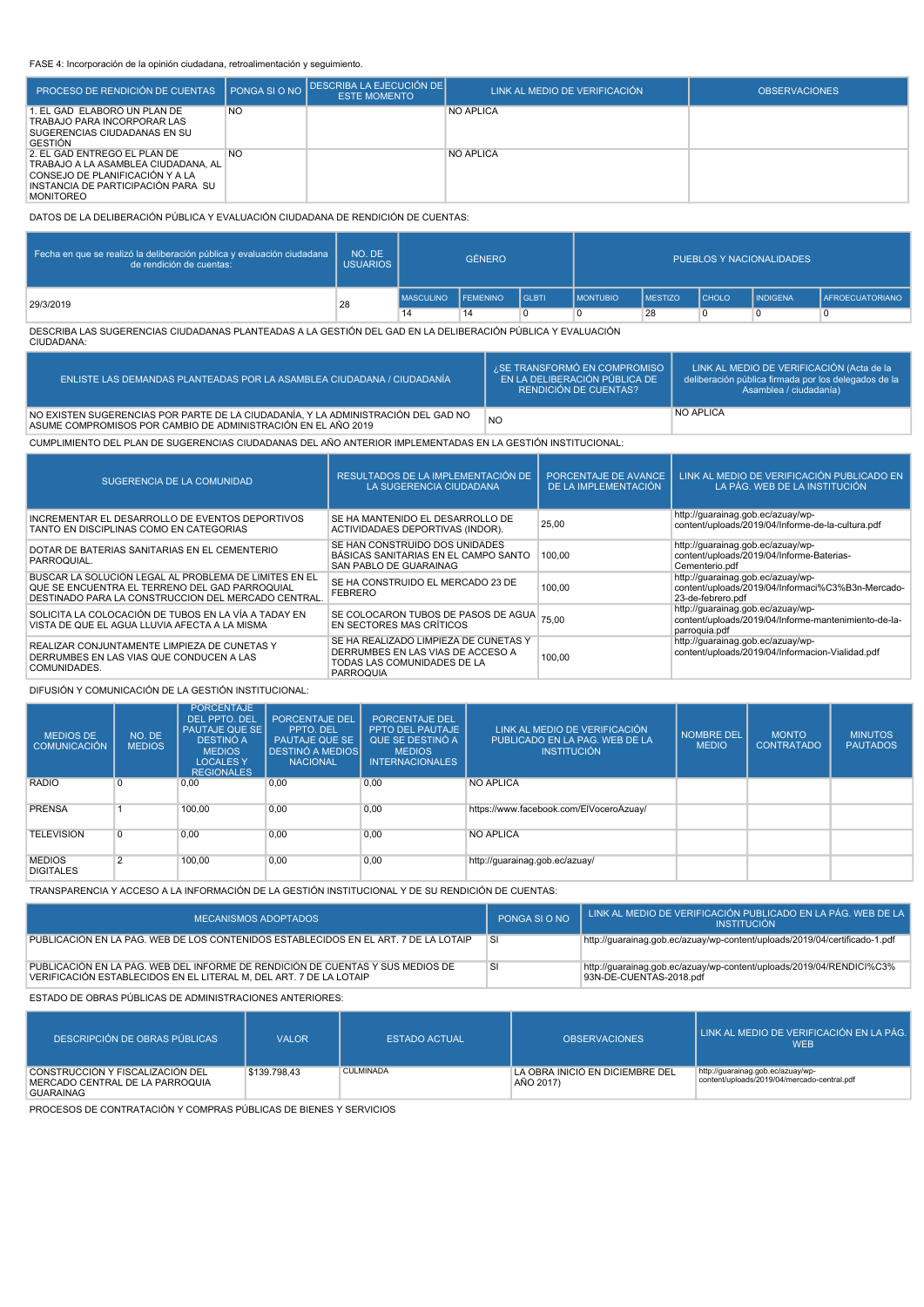FASE 4: Incorporación de la opinión ciudadana, retroalimentación y seguimiento.

| PROCESO DE RENDICIÓN DE CUENTAS | PONGA SI O NO | DESCRIBA LA EJECUCIÓN DE ESTE MOMENTO | LINK AL MEDIO DE VERIFICACIÓN | OBSERVACIONES |
|---|---|---|---|---|
| 1. EL GAD ELABORÓ UN PLAN DE TRABAJO PARA INCORPORAR LAS SUGERENCIAS CIUDADANAS EN SU GESTIÓN | NO | | NO APLICA | |
| 2. EL GAD ENTREGÓ EL PLAN DE TRABAJO A LA ASAMBLEA CIUDADANA, AL CONSEJO DE PLANIFICACIÓN Y A LA INSTANCIA DE PARTICIPACIÓN PARA SU MONITOREO | NO | | NO APLICA | |

DATOS DE LA DELIBERACIÓN PÚBLICA Y EVALUACIÓN CIUDADANA DE RENDICIÓN DE CUENTAS:

| Fecha en que se realizó la deliberación pública y evaluación ciudadana de rendición de cuentas: | NO. DE USUARIOS | GÉNERO | | | PUEBLOS Y NACIONALIDADES | | | | |
|---|---|---|---|---|---|---|---|---|---|
| | | MASCULINO | FEMENINO | GLBTI | MONTUBIO | MESTIZO | CHOLO | INDIGENA | AFROECUATORIANO |
| 29/3/2019 | 28 | 14 | 14 | 0 | 0 | 28 | 0 | 0 | 0 |

DESCRIBA LAS SUGERENCIAS CIUDADANAS PLANTEADAS A LA GESTIÓN DEL GAD EN LA DELIBERACIÓN PÚBLICA Y EVALUACIÓN CIUDADANA:

| ENLISTE LAS DEMANDAS PLANTEADAS POR LA ASAMBLEA CIUDADANA / CIUDADANÍA | ¿SE TRANSFORMÓ EN COMPROMISO EN LA DELIBERACIÓN PÚBLICA DE RENDICIÓN DE CUENTAS? | LINK AL MEDIO DE VERIFICACIÓN (Acta de la deliberación pública firmada por los delegados de la Asamblea / ciudadanía) |
|---|---|---|
| NO EXISTEN SUGERENCIAS POR PARTE DE LA CIUDADANÍA, Y LA ADMINISTRACIÓN DEL GAD NO ASUME COMPROMISOS POR CAMBIO DE ADMINISTRACIÓN EN EL AÑO 2019 | NO | NO APLICA |

CUMPLIMIENTO DEL PLAN DE SUGERENCIAS CIUDADANAS DEL AÑO ANTERIOR IMPLEMENTADAS EN LA GESTIÓN INSTITUCIONAL:

| SUGERENCIA DE LA COMUNIDAD | RESULTADOS DE LA IMPLEMENTACIÓN DE LA SUGERENCIA CIUDADANA | PORCENTAJE DE AVANCE DE LA IMPLEMENTACIÓN | LINK AL MEDIO DE VERIFICACIÓN PUBLICADO EN LA PÁG. WEB DE LA INSTITUCIÓN |
|---|---|---|---|
| INCREMENTAR EL DESARROLLO DE EVENTOS DEPORTIVOS TANTO EN DISCIPLINAS COMO EN CATEGORIAS | SE HA MANTENIDO EL DESARROLLO DE ACTIVIDADES DEPORTIVAS (INDOR). | 25,00 | http://guarainag.gob.ec/azuay/wp-content/uploads/2019/04/Informe-de-la-cultura.pdf |
| DOTAR DE BATERIAS SANITARIAS EN EL CEMENTERIO PARROQUIAL. | SE HAN CONSTRUIDO DOS UNIDADES BÁSICAS SANITARIAS EN EL CAMPO SANTO SAN PABLO DE GUARAINAG | 100,00 | http://guarainag.gob.ec/azuay/wp-content/uploads/2019/04/Informe-Baterias-Cementerio.pdf |
| BUSCAR LA SOLUCIÓN LEGAL AL PROBLEMA DE LIMITES EN EL QUE SE ENCUENTRA EL TERRENO DEL GAD PARROQUIAL DESTINADO PARA LA CONSTRUCCION DEL MERCADO CENTRAL. | SE HA CONSTRUIDO EL MERCADO 23 DE FEBRERO | 100,00 | http://guarainag.gob.ec/azuay/wp-content/uploads/2019/04/Informaci%C3%B3n-Mercado-23-de-febrero.pdf |
| SOLICITA LA COLOCACIÓN DE TUBOS EN LA VÍA A TADAY EN VISTA DE QUE EL AGUA LLUVIA AFECTA A LA MISMA | SE COLOCARON TUBOS DE PASOS DE AGUA EN SECTORES MAS CRÍTICOS | 75,00 | http://guarainag.gob.ec/azuay/wp-content/uploads/2019/04/Informe-mantenimiento-de-la-parroquia.pdf |
| REALIZAR CONJUNTAMENTE LIMPIEZA DE CUNETAS Y DERRUMBES EN LAS VIAS QUE CONDUCEN A LAS COMUNIDADES. | SE HA REALIZADO LIMPIEZA DE CUNETAS Y DERRUMBES EN LAS VIAS DE ACCESO A TODAS LAS COMUNIDADES DE LA PARROQUIA | 100,00 | http://guarainag.gob.ec/azuay/wp-content/uploads/2019/04/Informacion-Vialidad.pdf |

DIFUSIÓN Y COMUNICACIÓN DE LA GESTIÓN INSTITUCIONAL:

| MEDIOS DE COMUNICACIÓN | NO. DE MEDIOS | PORCENTAJE DEL PPTO. DEL PAUTAJE QUE SE DESTINÓ A MEDIOS LOCALES Y REGIONALES | PORCENTAJE DEL PPTO. DEL PAUTAJE QUE SE DESTINÓ A MEDIOS NACIONAL | PORCENTAJE DEL PPTO DEL PAUTAJE QUE SE DESTINÓ A MEDIOS INTERNACIONALES | LINK AL MEDIO DE VERIFICACIÓN PUBLICADO EN LA PAG. WEB DE LA INSTITUCIÓN | NOMBRE DEL MEDIO | MONTO CONTRATADO | MINUTOS PAUTADOS |
|---|---|---|---|---|---|---|---|---|
| RADIO | 0 | 0,00 | 0,00 | 0,00 | NO APLICA | | | |
| PRENSA | 1 | 100,00 | 0,00 | 0,00 | https://www.facebook.com/ElVoceroAzuay/ | | | |
| TELEVISIÓN | 0 | 0,00 | 0,00 | 0,00 | NO APLICA | | | |
| MEDIOS DIGITALES | 2 | 100,00 | 0,00 | 0,00 | http://guarainag.gob.ec/azuay/ | | | |

TRANSPARENCIA Y ACCESO A LA INFORMACIÓN DE LA GESTIÓN INSTITUCIONAL Y DE SU RENDICIÓN DE CUENTAS:

| MECANISMOS ADOPTADOS | PONGA SI O NO | LINK AL MEDIO DE VERIFICACIÓN PUBLICADO EN LA PÁG. WEB DE LA INSTITUCIÓN |
|---|---|---|
| PUBLICACIÓN EN LA PAG. WEB DE LOS CONTENIDOS ESTABLECIDOS EN EL ART. 7 DE LA LOTAIP | SI | http://guarainag.gob.ec/azuay/wp-content/uploads/2019/04/certificado-1.pdf |
| PUBLICACIÓN EN LA PÁG. WEB DEL INFORME DE RENDICIÓN DE CUENTAS Y SUS MEDIOS DE VERIFICACIÓN ESTABLECIDOS EN EL LITERAL M, DEL ART. 7 DE LA LOTAIP | SI | http://guarainag.gob.ec/azuay/wp-content/uploads/2019/04/RENDICI%C3%93N-DE-CUENTAS-2018.pdf |

ESTADO DE OBRAS PÚBLICAS DE ADMINISTRACIONES ANTERIORES:

| DESCRIPCIÓN DE OBRAS PÚBLICAS | VALOR | ESTADO ACTUAL | OBSERVACIONES | LINK AL MEDIO DE VERIFICACIÓN EN LA PÁG. WEB |
|---|---|---|---|---|
| CONSTRUCCIÓN Y FISCALIZACIÓN DEL MERCADO CENTRAL DE LA PARROQUIA GUARAINAG | $139.798,43 | CULMINADA | LA OBRA INICIO EN DICIEMBRE DEL AÑO 2017) | http://guarainag.gob.ec/azuay/wp-content/uploads/2019/04/mercado-central.pdf |

PROCESOS DE CONTRATACIÓN Y COMPRAS PÚBLICAS DE BIENES Y SERVICIOS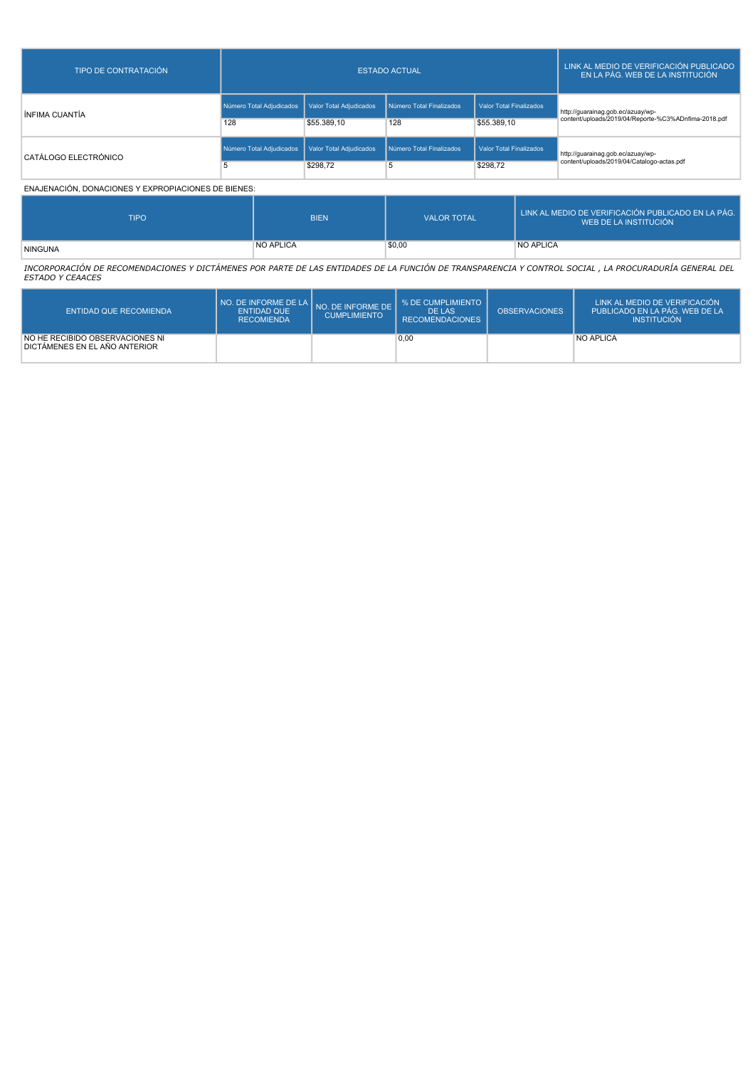| TIPO DE CONTRATACIÓN | ESTADO ACTUAL | | | | LINK AL MEDIO DE VERIFICACIÓN PUBLICADO EN LA PÁG. WEB DE LA INSTITUCIÓN |
|---|---|---|---|---|---|
| | Número Total Adjudicados | Valor Total Adjudicados | Número Total Finalizados | Valor Total Finalizados | |
| ÍNFIMA CUANTÍA | 128 | $55.389,10 | 128 | $55.389,10 | http://guarainag.gob.ec/azuay/wp-content/uploads/2019/04/Reporte-%C3%ADnfima-2018.pdf |
| CATÁLOGO ELECTRÓNICO | 5 | $298,72 | 5 | $298,72 | http://guarainag.gob.ec/azuay/wp-content/uploads/2019/04/Catalogo-actas.pdf |

ENAJENACIÓN, DONACIONES Y EXPROPIACIONES DE BIENES:

| TIPO | BIEN | VALOR TOTAL | LINK AL MEDIO DE VERIFICACIÓN PUBLICADO EN LA PÁG. WEB DE LA INSTITUCIÓN |
|---|---|---|---|
| NINGUNA | NO APLICA | $0,00 | NO APLICA |

*INCORPORACIÓN DE RECOMENDACIONES Y DICTÁMENES POR PARTE DE LAS ENTIDADES DE LA FUNCIÓN DE TRANSPARENCIA Y CONTROL SOCIAL , LA PROCURADURÍA GENERAL DEL ESTADO Y CEAACES*

| ENTIDAD QUE RECOMIENDA | NO. DE INFORME DE LA ENTIDAD QUE RECOMIENDA | NO. DE INFORME DE CUMPLIMIENTO | % DE CUMPLIMIENTO DE LAS RECOMENDACIONES | OBSERVACIONES | LINK AL MEDIO DE VERIFICACIÓN PUBLICADO EN LA PÁG. WEB DE LA INSTITUCIÓN |
|---|---|---|---|---|---|
| NO HE RECIBIDO OBSERVACIONES NI DICTÁMENES EN EL AÑO ANTERIOR | | | 0,00 | | NO APLICA |